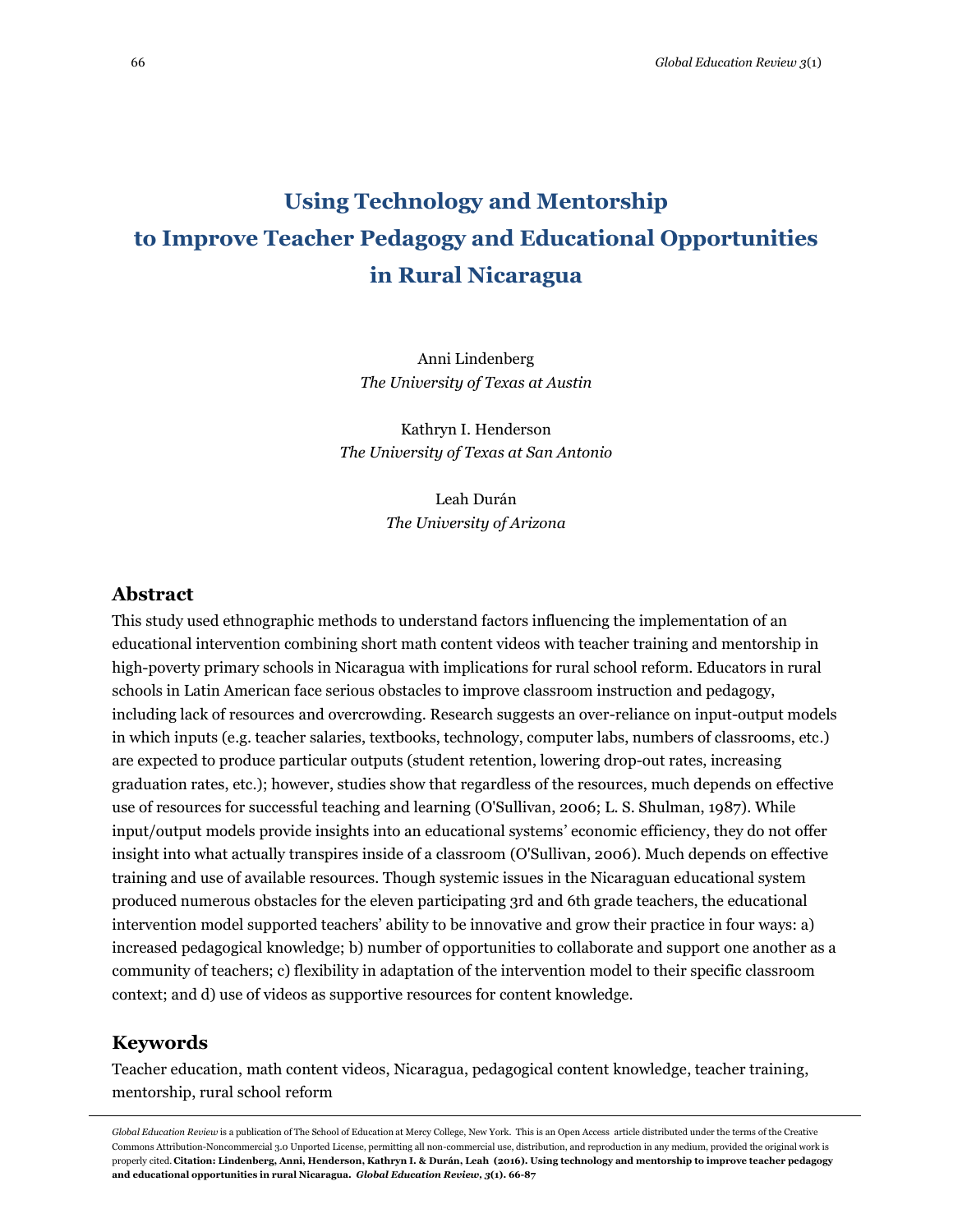# Using Technology and Mentorship to Improve Teacher Pedagogy and Educational Opportunities in Rural Nicaragua

Anni Lindenberg
*The University of Texas at Austin*

Kathryn I. Henderson
*The University of Texas at San Antonio*

Leah Durán
*The University of Arizona*

## Abstract

This study used ethnographic methods to understand factors influencing the implementation of an educational intervention combining short math content videos with teacher training and mentorship in high-poverty primary schools in Nicaragua with implications for rural school reform. Educators in rural schools in Latin American face serious obstacles to improve classroom instruction and pedagogy, including lack of resources and overcrowding. Research suggests an over-reliance on input-output models in which inputs (e.g. teacher salaries, textbooks, technology, computer labs, numbers of classrooms, etc.) are expected to produce particular outputs (student retention, lowering drop-out rates, increasing graduation rates, etc.); however, studies show that regardless of the resources, much depends on effective use of resources for successful teaching and learning (O'Sullivan, 2006; L. S. Shulman, 1987). While input/output models provide insights into an educational systems' economic efficiency, they do not offer insight into what actually transpires inside of a classroom (O'Sullivan, 2006). Much depends on effective training and use of available resources. Though systemic issues in the Nicaraguan educational system produced numerous obstacles for the eleven participating 3rd and 6th grade teachers, the educational intervention model supported teachers' ability to be innovative and grow their practice in four ways: a) increased pedagogical knowledge; b) number of opportunities to collaborate and support one another as a community of teachers; c) flexibility in adaptation of the intervention model to their specific classroom context; and d) use of videos as supportive resources for content knowledge.

## Keywords

Teacher education, math content videos, Nicaragua, pedagogical content knowledge, teacher training, mentorship, rural school reform

---

*Global Education Review* is a publication of The School of Education at Mercy College, New York. This is an Open Access article distributed under the terms of the Creative Commons Attribution-Noncommercial 3.0 Unported License, permitting all non-commercial use, distribution, and reproduction in any medium, provided the original work is properly cited. **Citation: Lindenberg, Anni, Henderson, Kathryn I. & Durán, Leah (2016). Using technology and mentorship to improve teacher pedagogy and educational opportunities in rural Nicaragua. *Global Education Review*, *3*(1). 66-87**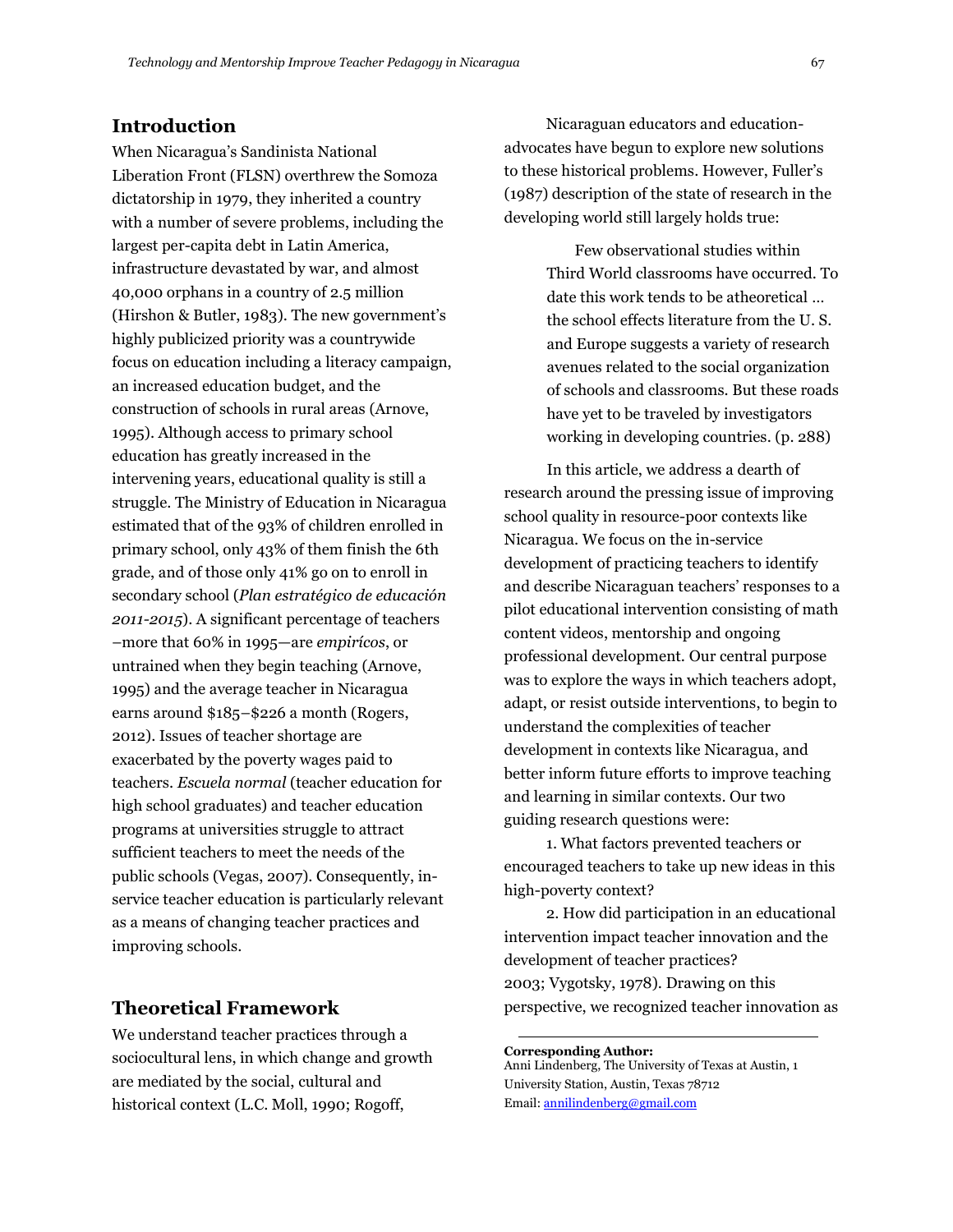## Introduction

When Nicaragua's Sandinista National Liberation Front (FLSN) overthrew the Somoza dictatorship in 1979, they inherited a country with a number of severe problems, including the largest per-capita debt in Latin America, infrastructure devastated by war, and almost 40,000 orphans in a country of 2.5 million (Hirshon & Butler, 1983). The new government's highly publicized priority was a countrywide focus on education including a literacy campaign, an increased education budget, and the construction of schools in rural areas (Arnove, 1995). Although access to primary school education has greatly increased in the intervening years, educational quality is still a struggle. The Ministry of Education in Nicaragua estimated that of the 93% of children enrolled in primary school, only 43% of them finish the 6th grade, and of those only 41% go on to enroll in secondary school (*Plan estratégico de educación 2011-2015*). A significant percentage of teachers –more that 60% in 1995—are *empirícos*, or untrained when they begin teaching (Arnove, 1995) and the average teacher in Nicaragua earns around $185–$226 a month (Rogers, 2012). Issues of teacher shortage are exacerbated by the poverty wages paid to teachers. *Escuela normal* (teacher education for high school graduates) and teacher education programs at universities struggle to attract sufficient teachers to meet the needs of the public schools (Vegas, 2007). Consequently, in-service teacher education is particularly relevant as a means of changing teacher practices and improving schools.

Nicaraguan educators and education-advocates have begun to explore new solutions to these historical problems. However, Fuller's (1987) description of the state of research in the developing world still largely holds true:

> Few observational studies within Third World classrooms have occurred. To date this work tends to be atheoretical … the school effects literature from the U. S. and Europe suggests a variety of research avenues related to the social organization of schools and classrooms. But these roads have yet to be traveled by investigators working in developing countries. (p. 288)

In this article, we address a dearth of research around the pressing issue of improving school quality in resource-poor contexts like Nicaragua. We focus on the in-service development of practicing teachers to identify and describe Nicaraguan teachers' responses to a pilot educational intervention consisting of math content videos, mentorship and ongoing professional development. Our central purpose was to explore the ways in which teachers adopt, adapt, or resist outside interventions, to begin to understand the complexities of teacher development in contexts like Nicaragua, and better inform future efforts to improve teaching and learning in similar contexts. Our two guiding research questions were:

1. What factors prevented teachers or encouraged teachers to take up new ideas in this high-poverty context?

2. How did participation in an educational intervention impact teacher innovation and the development of teacher practices?

## Theoretical Framework

We understand teacher practices through a sociocultural lens, in which change and growth are mediated by the social, cultural and historical context (L.C. Moll, 1990; Rogoff, 2003; Vygotsky, 1978). Drawing on this perspective, we recognized teacher innovation as

**Corresponding Author:**
Anni Lindenberg, The University of Texas at Austin, 1 University Station, Austin, Texas 78712
Email: annilindenberg@gmail.com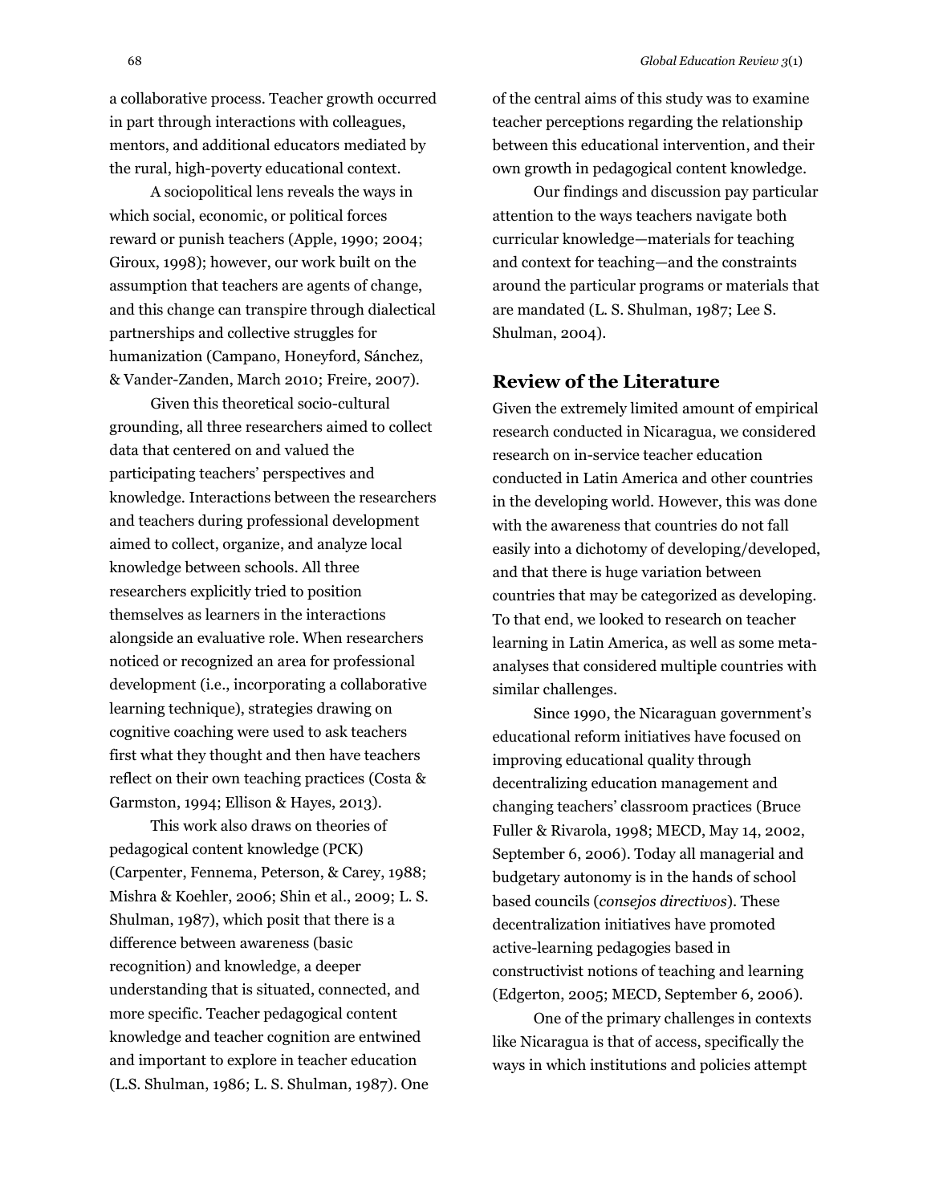a collaborative process. Teacher growth occurred in part through interactions with colleagues, mentors, and additional educators mediated by the rural, high-poverty educational context.

A sociopolitical lens reveals the ways in which social, economic, or political forces reward or punish teachers (Apple, 1990; 2004; Giroux, 1998); however, our work built on the assumption that teachers are agents of change, and this change can transpire through dialectical partnerships and collective struggles for humanization (Campano, Honeyford, Sánchez, & Vander-Zanden, March 2010; Freire, 2007).

Given this theoretical socio-cultural grounding, all three researchers aimed to collect data that centered on and valued the participating teachers' perspectives and knowledge. Interactions between the researchers and teachers during professional development aimed to collect, organize, and analyze local knowledge between schools. All three researchers explicitly tried to position themselves as learners in the interactions alongside an evaluative role. When researchers noticed or recognized an area for professional development (i.e., incorporating a collaborative learning technique), strategies drawing on cognitive coaching were used to ask teachers first what they thought and then have teachers reflect on their own teaching practices (Costa & Garmston, 1994; Ellison & Hayes, 2013).

This work also draws on theories of pedagogical content knowledge (PCK) (Carpenter, Fennema, Peterson, & Carey, 1988; Mishra & Koehler, 2006; Shin et al., 2009; L. S. Shulman, 1987), which posit that there is a difference between awareness (basic recognition) and knowledge, a deeper understanding that is situated, connected, and more specific. Teacher pedagogical content knowledge and teacher cognition are entwined and important to explore in teacher education (L.S. Shulman, 1986; L. S. Shulman, 1987). One of the central aims of this study was to examine teacher perceptions regarding the relationship between this educational intervention, and their own growth in pedagogical content knowledge.

Our findings and discussion pay particular attention to the ways teachers navigate both curricular knowledge—materials for teaching and context for teaching—and the constraints around the particular programs or materials that are mandated (L. S. Shulman, 1987; Lee S. Shulman, 2004).

## Review of the Literature

Given the extremely limited amount of empirical research conducted in Nicaragua, we considered research on in-service teacher education conducted in Latin America and other countries in the developing world. However, this was done with the awareness that countries do not fall easily into a dichotomy of developing/developed, and that there is huge variation between countries that may be categorized as developing. To that end, we looked to research on teacher learning in Latin America, as well as some meta-analyses that considered multiple countries with similar challenges.

Since 1990, the Nicaraguan government's educational reform initiatives have focused on improving educational quality through decentralizing education management and changing teachers' classroom practices (Bruce Fuller & Rivarola, 1998; MECD, May 14, 2002, September 6, 2006). Today all managerial and budgetary autonomy is in the hands of school based councils (*consejos directivos*). These decentralization initiatives have promoted active-learning pedagogies based in constructivist notions of teaching and learning (Edgerton, 2005; MECD, September 6, 2006).

One of the primary challenges in contexts like Nicaragua is that of access, specifically the ways in which institutions and policies attempt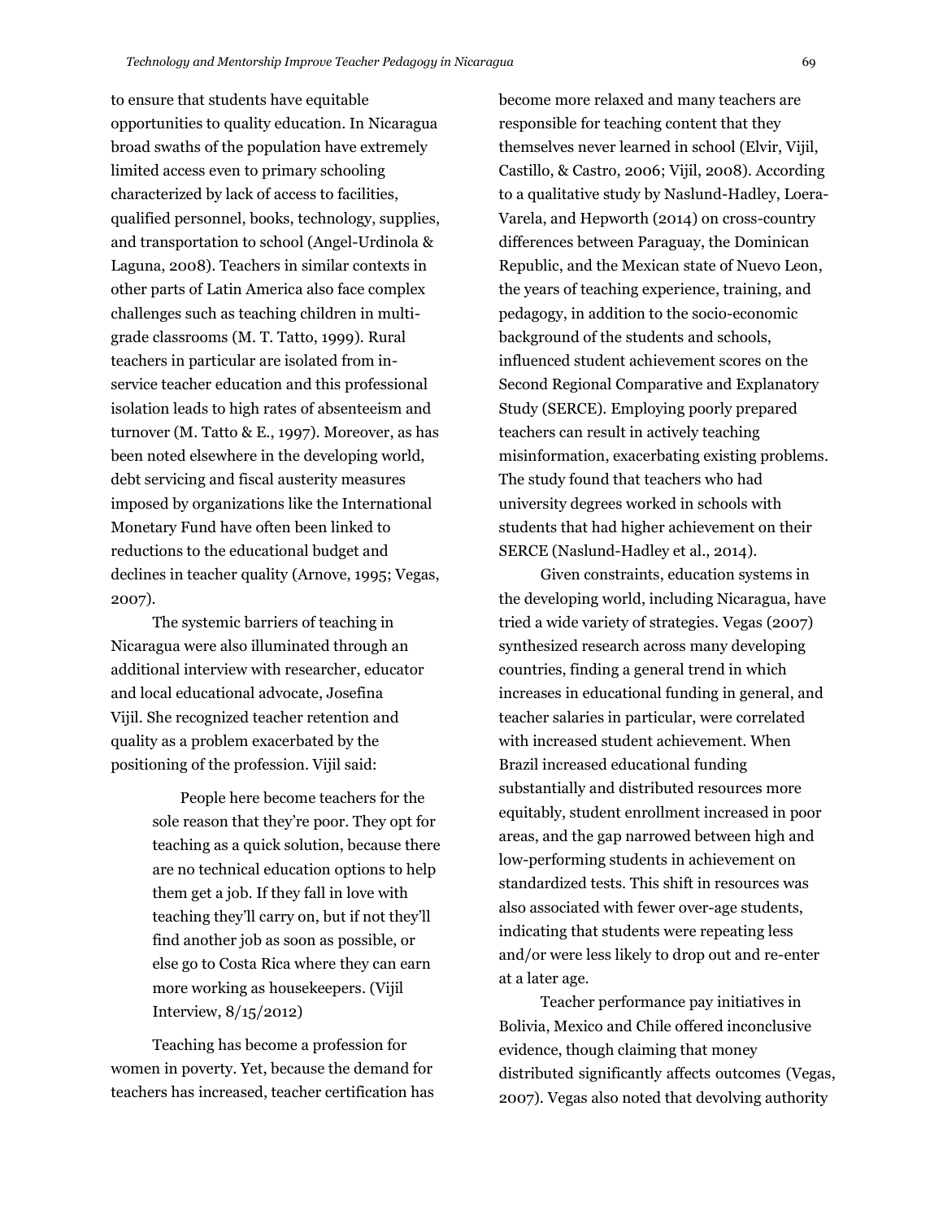to ensure that students have equitable opportunities to quality education. In Nicaragua broad swaths of the population have extremely limited access even to primary schooling characterized by lack of access to facilities, qualified personnel, books, technology, supplies, and transportation to school (Angel-Urdinola & Laguna, 2008). Teachers in similar contexts in other parts of Latin America also face complex challenges such as teaching children in multi-grade classrooms (M. T. Tatto, 1999). Rural teachers in particular are isolated from in-service teacher education and this professional isolation leads to high rates of absenteeism and turnover (M. Tatto & E., 1997). Moreover, as has been noted elsewhere in the developing world, debt servicing and fiscal austerity measures imposed by organizations like the International Monetary Fund have often been linked to reductions to the educational budget and declines in teacher quality (Arnove, 1995; Vegas, 2007).

The systemic barriers of teaching in Nicaragua were also illuminated through an additional interview with researcher, educator and local educational advocate, Josefina Vijil. She recognized teacher retention and quality as a problem exacerbated by the positioning of the profession. Vijil said:

> People here become teachers for the sole reason that they're poor. They opt for teaching as a quick solution, because there are no technical education options to help them get a job. If they fall in love with teaching they'll carry on, but if not they'll find another job as soon as possible, or else go to Costa Rica where they can earn more working as housekeepers. (Vijil Interview, 8/15/2012)

Teaching has become a profession for women in poverty. Yet, because the demand for teachers has increased, teacher certification has become more relaxed and many teachers are responsible for teaching content that they themselves never learned in school (Elvir, Vijil, Castillo, & Castro, 2006; Vijil, 2008). According to a qualitative study by Naslund-Hadley, Loera-Varela, and Hepworth (2014) on cross-country differences between Paraguay, the Dominican Republic, and the Mexican state of Nuevo Leon, the years of teaching experience, training, and pedagogy, in addition to the socio-economic background of the students and schools, influenced student achievement scores on the Second Regional Comparative and Explanatory Study (SERCE). Employing poorly prepared teachers can result in actively teaching misinformation, exacerbating existing problems. The study found that teachers who had university degrees worked in schools with students that had higher achievement on their SERCE (Naslund-Hadley et al., 2014).

Given constraints, education systems in the developing world, including Nicaragua, have tried a wide variety of strategies. Vegas (2007) synthesized research across many developing countries, finding a general trend in which increases in educational funding in general, and teacher salaries in particular, were correlated with increased student achievement. When Brazil increased educational funding substantially and distributed resources more equitably, student enrollment increased in poor areas, and the gap narrowed between high and low-performing students in achievement on standardized tests. This shift in resources was also associated with fewer over-age students, indicating that students were repeating less and/or were less likely to drop out and re-enter at a later age.

Teacher performance pay initiatives in Bolivia, Mexico and Chile offered inconclusive evidence, though claiming that money distributed significantly affects outcomes (Vegas, 2007). Vegas also noted that devolving authority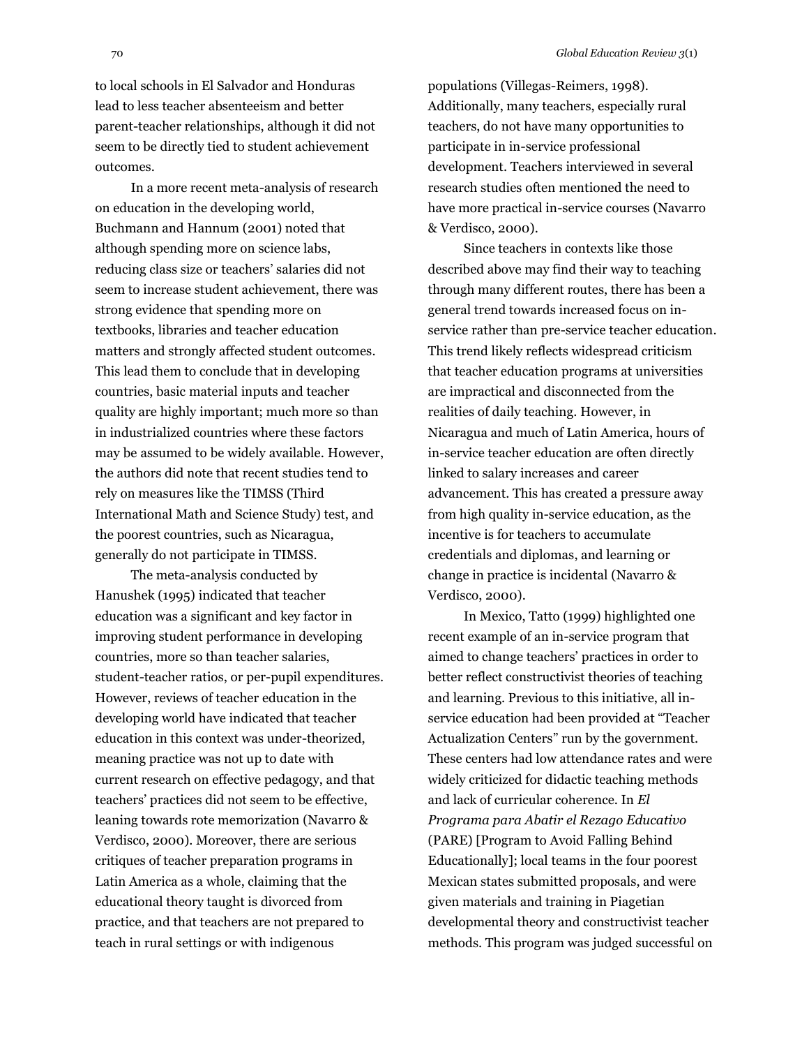to local schools in El Salvador and Honduras lead to less teacher absenteeism and better parent-teacher relationships, although it did not seem to be directly tied to student achievement outcomes.

In a more recent meta-analysis of research on education in the developing world, Buchmann and Hannum (2001) noted that although spending more on science labs, reducing class size or teachers' salaries did not seem to increase student achievement, there was strong evidence that spending more on textbooks, libraries and teacher education matters and strongly affected student outcomes. This lead them to conclude that in developing countries, basic material inputs and teacher quality are highly important; much more so than in industrialized countries where these factors may be assumed to be widely available. However, the authors did note that recent studies tend to rely on measures like the TIMSS (Third International Math and Science Study) test, and the poorest countries, such as Nicaragua, generally do not participate in TIMSS.

The meta-analysis conducted by Hanushek (1995) indicated that teacher education was a significant and key factor in improving student performance in developing countries, more so than teacher salaries, student-teacher ratios, or per-pupil expenditures. However, reviews of teacher education in the developing world have indicated that teacher education in this context was under-theorized, meaning practice was not up to date with current research on effective pedagogy, and that teachers' practices did not seem to be effective, leaning towards rote memorization (Navarro & Verdisco, 2000). Moreover, there are serious critiques of teacher preparation programs in Latin America as a whole, claiming that the educational theory taught is divorced from practice, and that teachers are not prepared to teach in rural settings or with indigenous populations (Villegas-Reimers, 1998). Additionally, many teachers, especially rural teachers, do not have many opportunities to participate in in-service professional development. Teachers interviewed in several research studies often mentioned the need to have more practical in-service courses (Navarro & Verdisco, 2000).

Since teachers in contexts like those described above may find their way to teaching through many different routes, there has been a general trend towards increased focus on in-service rather than pre-service teacher education. This trend likely reflects widespread criticism that teacher education programs at universities are impractical and disconnected from the realities of daily teaching. However, in Nicaragua and much of Latin America, hours of in-service teacher education are often directly linked to salary increases and career advancement. This has created a pressure away from high quality in-service education, as the incentive is for teachers to accumulate credentials and diplomas, and learning or change in practice is incidental (Navarro & Verdisco, 2000).

In Mexico, Tatto (1999) highlighted one recent example of an in-service program that aimed to change teachers' practices in order to better reflect constructivist theories of teaching and learning. Previous to this initiative, all in-service education had been provided at "Teacher Actualization Centers" run by the government. These centers had low attendance rates and were widely criticized for didactic teaching methods and lack of curricular coherence. In *El Programa para Abatir el Rezago Educativo* (PARE) [Program to Avoid Falling Behind Educationally]; local teams in the four poorest Mexican states submitted proposals, and were given materials and training in Piagetian developmental theory and constructivist teacher methods. This program was judged successful on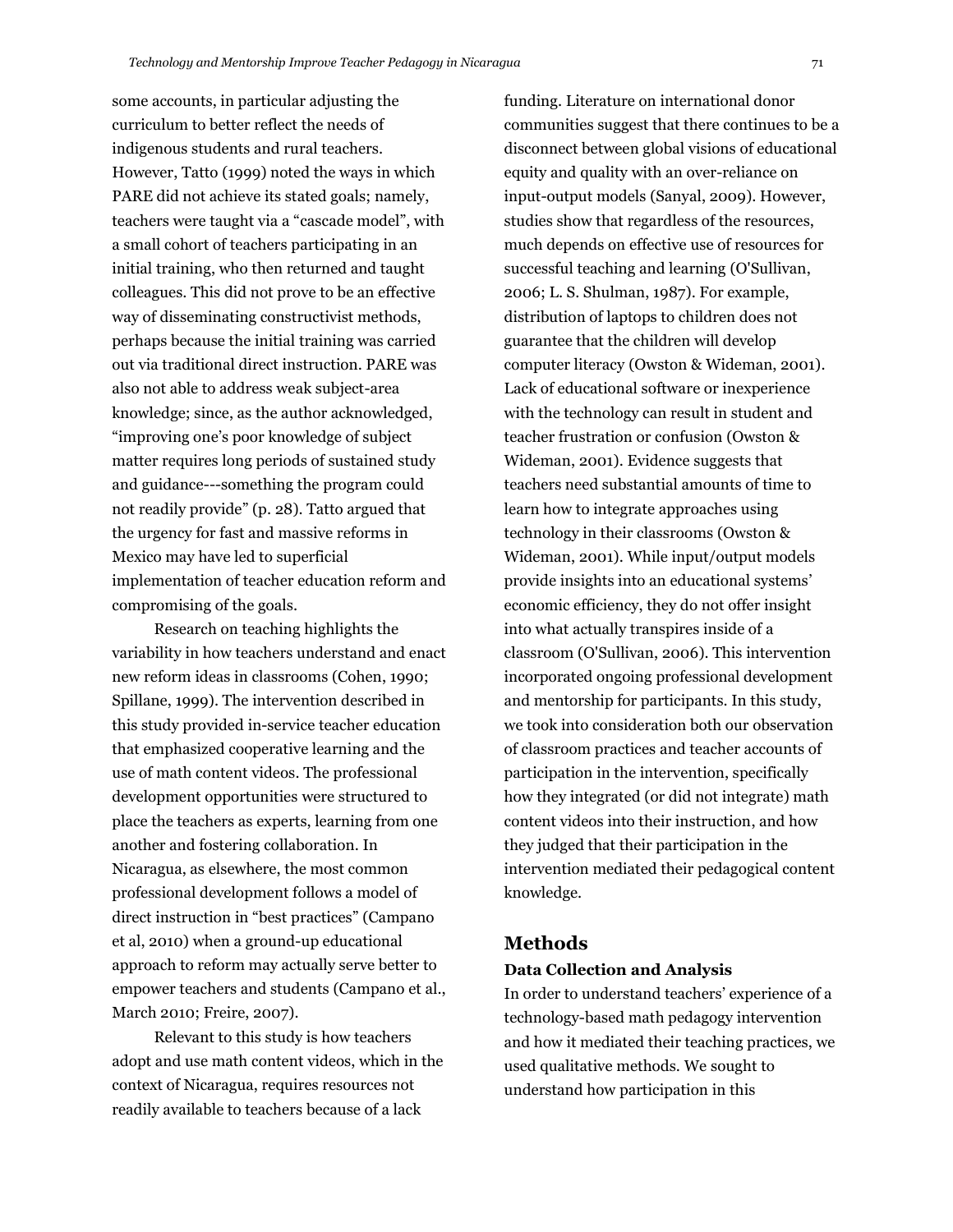some accounts, in particular adjusting the curriculum to better reflect the needs of indigenous students and rural teachers. However, Tatto (1999) noted the ways in which PARE did not achieve its stated goals; namely, teachers were taught via a "cascade model", with a small cohort of teachers participating in an initial training, who then returned and taught colleagues. This did not prove to be an effective way of disseminating constructivist methods, perhaps because the initial training was carried out via traditional direct instruction. PARE was also not able to address weak subject-area knowledge; since, as the author acknowledged, "improving one's poor knowledge of subject matter requires long periods of sustained study and guidance---something the program could not readily provide" (p. 28). Tatto argued that the urgency for fast and massive reforms in Mexico may have led to superficial implementation of teacher education reform and compromising of the goals.

Research on teaching highlights the variability in how teachers understand and enact new reform ideas in classrooms (Cohen, 1990; Spillane, 1999). The intervention described in this study provided in-service teacher education that emphasized cooperative learning and the use of math content videos. The professional development opportunities were structured to place the teachers as experts, learning from one another and fostering collaboration. In Nicaragua, as elsewhere, the most common professional development follows a model of direct instruction in "best practices" (Campano et al, 2010) when a ground-up educational approach to reform may actually serve better to empower teachers and students (Campano et al., March 2010; Freire, 2007).

Relevant to this study is how teachers adopt and use math content videos, which in the context of Nicaragua, requires resources not readily available to teachers because of a lack funding. Literature on international donor communities suggest that there continues to be a disconnect between global visions of educational equity and quality with an over-reliance on input-output models (Sanyal, 2009). However, studies show that regardless of the resources, much depends on effective use of resources for successful teaching and learning (O'Sullivan, 2006; L. S. Shulman, 1987). For example, distribution of laptops to children does not guarantee that the children will develop computer literacy (Owston & Wideman, 2001). Lack of educational software or inexperience with the technology can result in student and teacher frustration or confusion (Owston & Wideman, 2001). Evidence suggests that teachers need substantial amounts of time to learn how to integrate approaches using technology in their classrooms (Owston & Wideman, 2001). While input/output models provide insights into an educational systems' economic efficiency, they do not offer insight into what actually transpires inside of a classroom (O'Sullivan, 2006). This intervention incorporated ongoing professional development and mentorship for participants. In this study, we took into consideration both our observation of classroom practices and teacher accounts of participation in the intervention, specifically how they integrated (or did not integrate) math content videos into their instruction, and how they judged that their participation in the intervention mediated their pedagogical content knowledge.

## Methods

### Data Collection and Analysis

In order to understand teachers' experience of a technology-based math pedagogy intervention and how it mediated their teaching practices, we used qualitative methods. We sought to understand how participation in this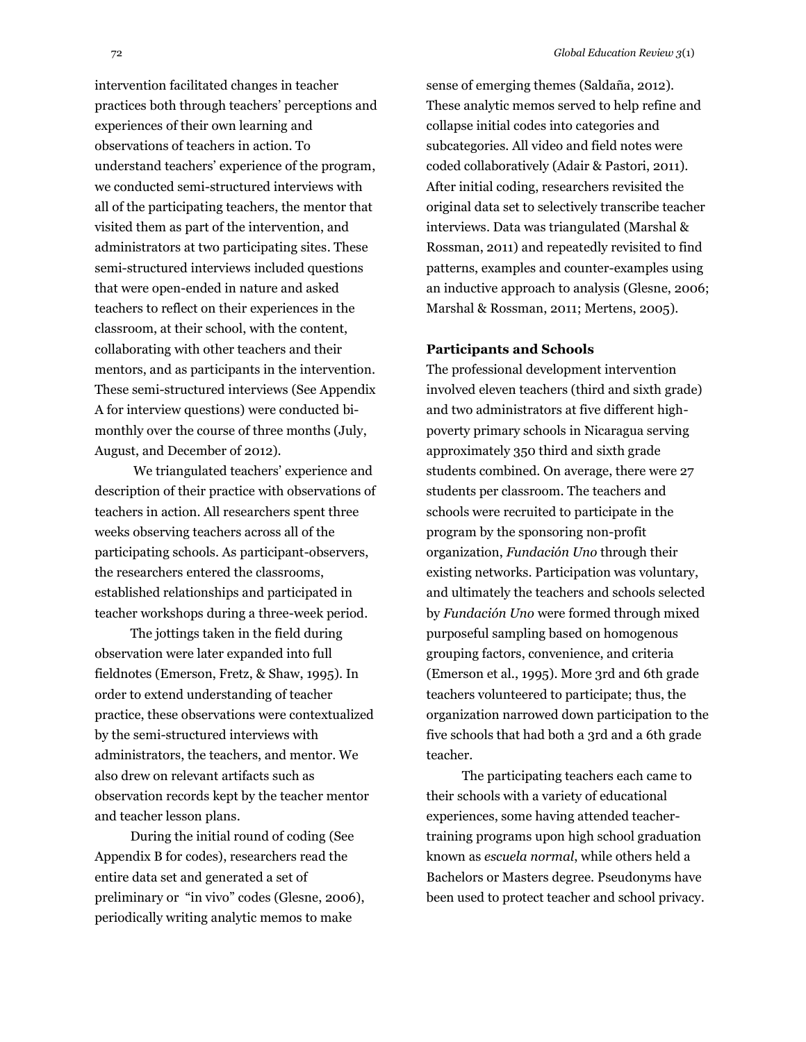intervention facilitated changes in teacher practices both through teachers' perceptions and experiences of their own learning and observations of teachers in action. To understand teachers' experience of the program, we conducted semi-structured interviews with all of the participating teachers, the mentor that visited them as part of the intervention, and administrators at two participating sites. These semi-structured interviews included questions that were open-ended in nature and asked teachers to reflect on their experiences in the classroom, at their school, with the content, collaborating with other teachers and their mentors, and as participants in the intervention. These semi-structured interviews (See Appendix A for interview questions) were conducted bi-monthly over the course of three months (July, August, and December of 2012).

We triangulated teachers' experience and description of their practice with observations of teachers in action. All researchers spent three weeks observing teachers across all of the participating schools. As participant-observers, the researchers entered the classrooms, established relationships and participated in teacher workshops during a three-week period.

The jottings taken in the field during observation were later expanded into full fieldnotes (Emerson, Fretz, & Shaw, 1995). In order to extend understanding of teacher practice, these observations were contextualized by the semi-structured interviews with administrators, the teachers, and mentor. We also drew on relevant artifacts such as observation records kept by the teacher mentor and teacher lesson plans.

During the initial round of coding (See Appendix B for codes), researchers read the entire data set and generated a set of preliminary or "in vivo" codes (Glesne, 2006), periodically writing analytic memos to make sense of emerging themes (Saldaña, 2012). These analytic memos served to help refine and collapse initial codes into categories and subcategories. All video and field notes were coded collaboratively (Adair & Pastori, 2011). After initial coding, researchers revisited the original data set to selectively transcribe teacher interviews. Data was triangulated (Marshal & Rossman, 2011) and repeatedly revisited to find patterns, examples and counter-examples using an inductive approach to analysis (Glesne, 2006; Marshal & Rossman, 2011; Mertens, 2005).

### Participants and Schools

The professional development intervention involved eleven teachers (third and sixth grade) and two administrators at five different high-poverty primary schools in Nicaragua serving approximately 350 third and sixth grade students combined. On average, there were 27 students per classroom. The teachers and schools were recruited to participate in the program by the sponsoring non-profit organization, *Fundación Uno* through their existing networks. Participation was voluntary, and ultimately the teachers and schools selected by *Fundación Uno* were formed through mixed purposeful sampling based on homogenous grouping factors, convenience, and criteria (Emerson et al., 1995). More 3rd and 6th grade teachers volunteered to participate; thus, the organization narrowed down participation to the five schools that had both a 3rd and a 6th grade teacher.

The participating teachers each came to their schools with a variety of educational experiences, some having attended teacher-training programs upon high school graduation known as *escuela normal*, while others held a Bachelors or Masters degree. Pseudonyms have been used to protect teacher and school privacy.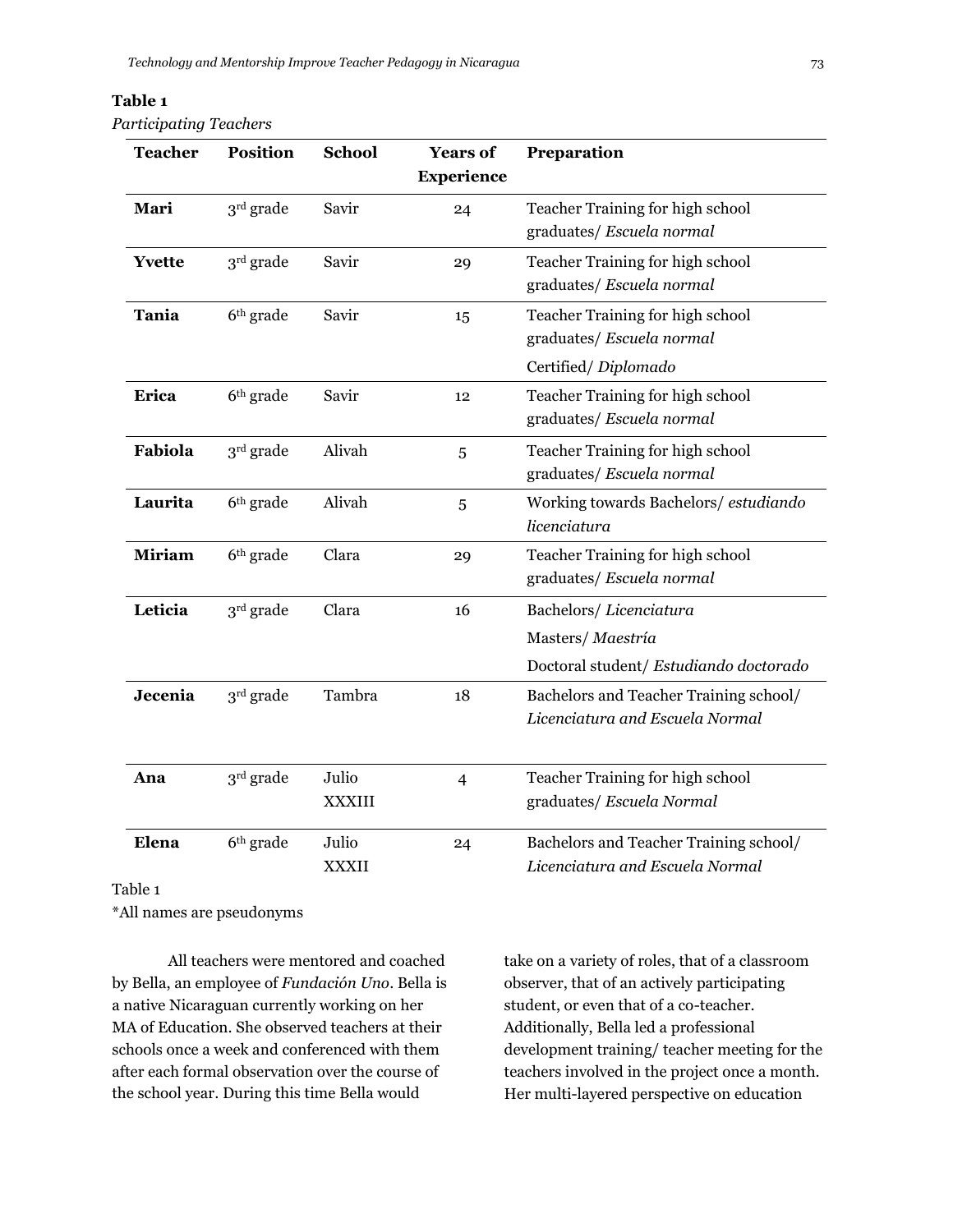**Table 1**

*Participating Teachers*

| Teacher | Position | School | Years of Experience | Preparation |
|---|---|---|---|---|
| **Mari** | 3rd grade | Savir | 24 | Teacher Training for high school graduates/ *Escuela normal* |
| **Yvette** | 3rd grade | Savir | 29 | Teacher Training for high school graduates/ *Escuela normal* |
| **Tania** | 6th grade | Savir | 15 | Teacher Training for high school graduates/ *Escuela normal*<br>Certified/ *Diplomado* |
| **Erica** | 6th grade | Savir | 12 | Teacher Training for high school graduates/ *Escuela normal* |
| **Fabiola** | 3rd grade | Alivah | 5 | Teacher Training for high school graduates/ *Escuela normal* |
| **Laurita** | 6th grade | Alivah | 5 | Working towards Bachelors/ *estudiando licenciatura* |
| **Miriam** | 6th grade | Clara | 29 | Teacher Training for high school graduates/ *Escuela normal* |
| **Leticia** | 3rd grade | Clara | 16 | Bachelors/ *Licenciatura*<br>Masters/ *Maestría*<br>Doctoral student/ *Estudiando doctorado* |
| **Jecenia** | 3rd grade | Tambra | 18 | Bachelors and Teacher Training school/ *Licenciatura and Escuela Normal* |
| **Ana** | 3rd grade | Julio XXXIII | 4 | Teacher Training for high school graduates/ *Escuela Normal* |
| **Elena** | 6th grade | Julio XXXII | 24 | Bachelors and Teacher Training school/ *Licenciatura and Escuela Normal* |

Table 1

*All names are pseudonyms

All teachers were mentored and coached by Bella, an employee of *Fundación Uno*. Bella is a native Nicaraguan currently working on her MA of Education. She observed teachers at their schools once a week and conferenced with them after each formal observation over the course of the school year. During this time Bella would take on a variety of roles, that of a classroom observer, that of an actively participating student, or even that of a co-teacher. Additionally, Bella led a professional development training/ teacher meeting for the teachers involved in the project once a month. Her multi-layered perspective on education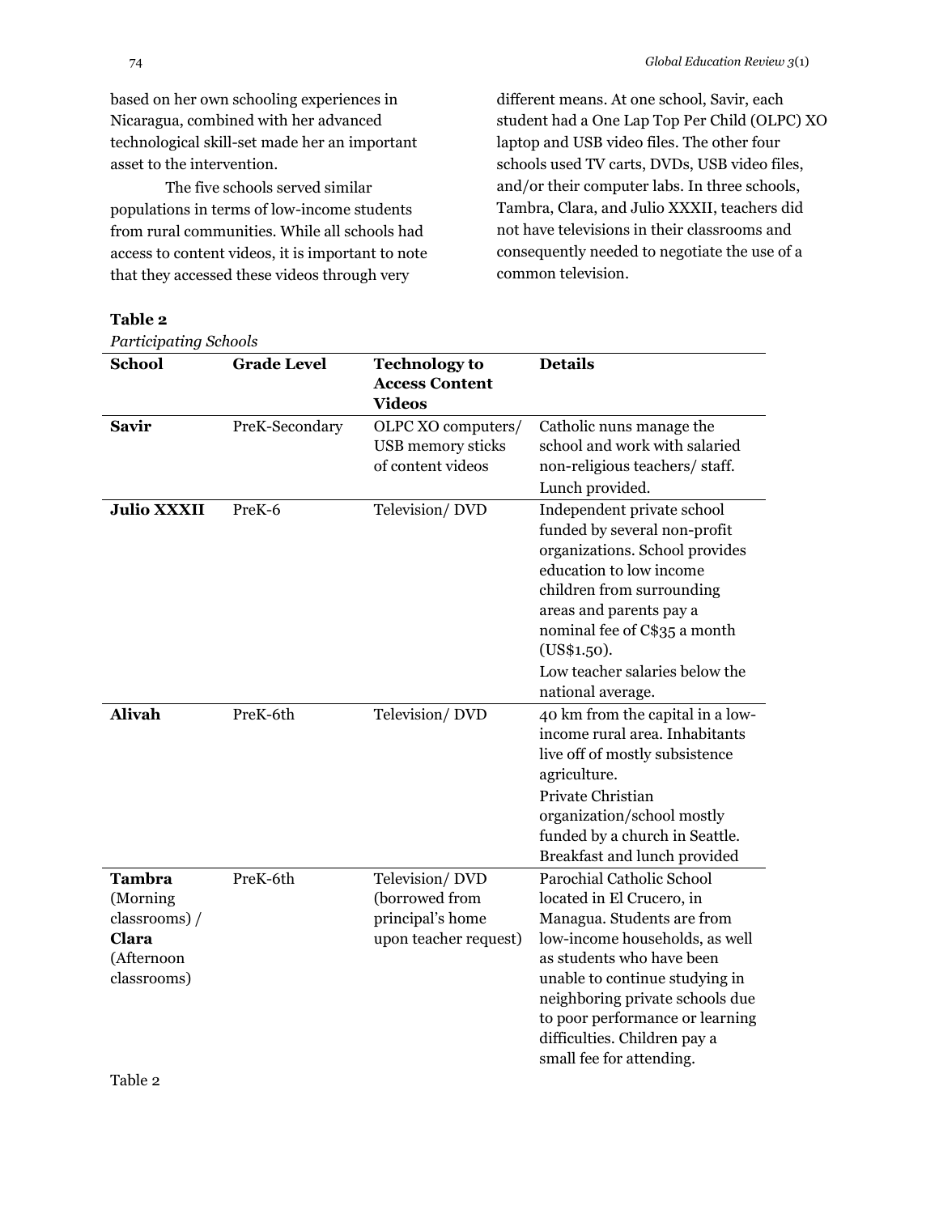based on her own schooling experiences in Nicaragua, combined with her advanced technological skill-set made her an important asset to the intervention.

The five schools served similar populations in terms of low-income students from rural communities. While all schools had access to content videos, it is important to note that they accessed these videos through very different means. At one school, Savir, each student had a One Lap Top Per Child (OLPC) XO laptop and USB video files. The other four schools used TV carts, DVDs, USB video files, and/or their computer labs. In three schools, Tambra, Clara, and Julio XXXII, teachers did not have televisions in their classrooms and consequently needed to negotiate the use of a common television.

**Table 2**

*Participating Schools*

| School | Grade Level | Technology to Access Content Videos | Details |
|---|---|---|---|
| **Savir** | PreK-Secondary | OLPC XO computers/ USB memory sticks of content videos | Catholic nuns manage the school and work with salaried non-religious teachers/ staff. Lunch provided. |
| **Julio XXXII** | PreK-6 | Television/ DVD | Independent private school funded by several non-profit organizations. School provides education to low income children from surrounding areas and parents pay a nominal fee of C$35 a month (US$1.50). Low teacher salaries below the national average. |
| **Alivah** | PreK-6th | Television/ DVD | 40 km from the capital in a low-income rural area. Inhabitants live off of mostly subsistence agriculture. Private Christian organization/school mostly funded by a church in Seattle. Breakfast and lunch provided |
| **Tambra** (Morning classrooms) / **Clara** (Afternoon classrooms) | PreK-6th | Television/ DVD (borrowed from principal's home upon teacher request) | Parochial Catholic School located in El Crucero, in Managua. Students are from low-income households, as well as students who have been unable to continue studying in neighboring private schools due to poor performance or learning difficulties. Children pay a small fee for attending. |

Table 2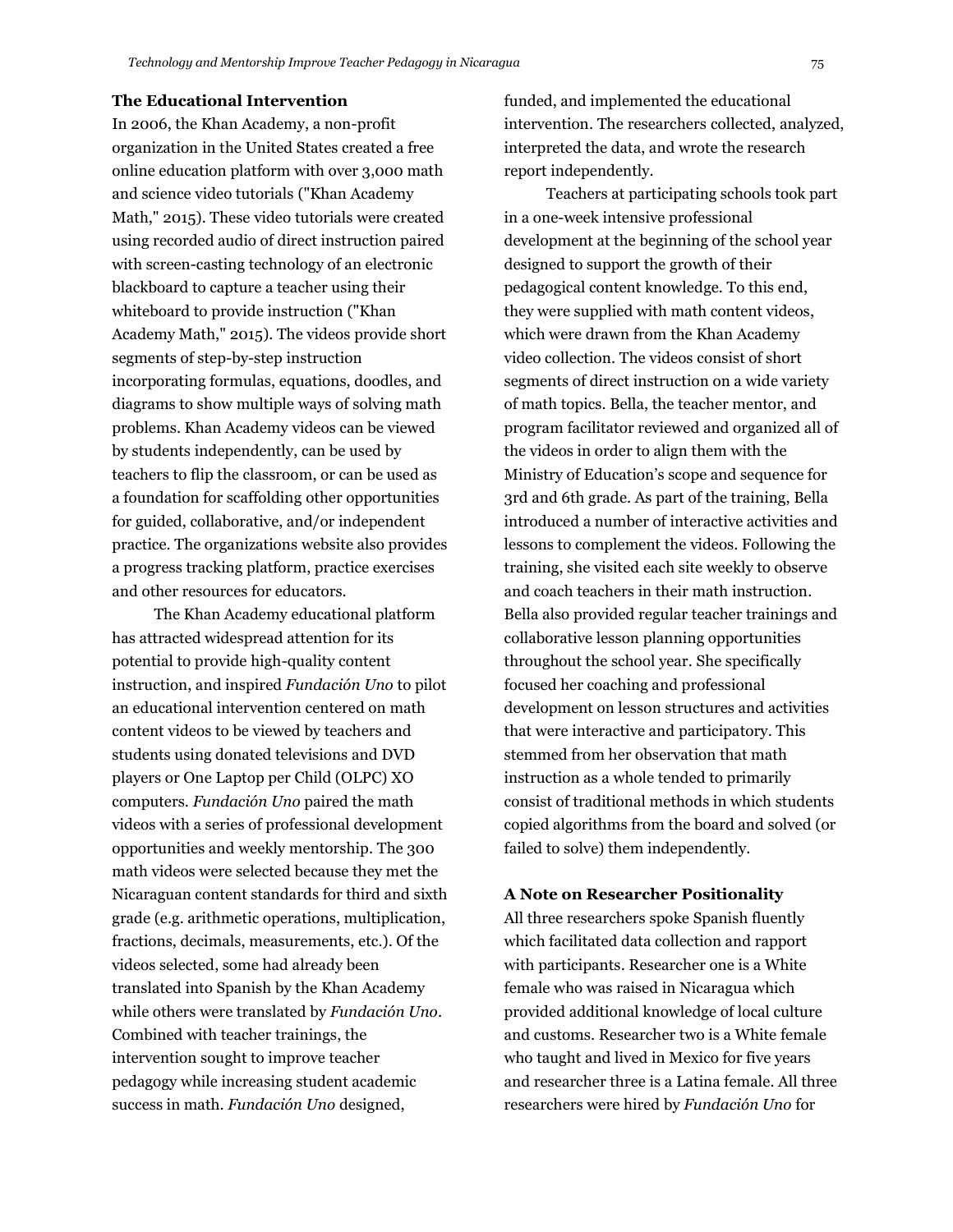### The Educational Intervention

In 2006, the Khan Academy, a non-profit organization in the United States created a free online education platform with over 3,000 math and science video tutorials ("Khan Academy Math," 2015). These video tutorials were created using recorded audio of direct instruction paired with screen-casting technology of an electronic blackboard to capture a teacher using their whiteboard to provide instruction ("Khan Academy Math," 2015). The videos provide short segments of step-by-step instruction incorporating formulas, equations, doodles, and diagrams to show multiple ways of solving math problems. Khan Academy videos can be viewed by students independently, can be used by teachers to flip the classroom, or can be used as a foundation for scaffolding other opportunities for guided, collaborative, and/or independent practice. The organizations website also provides a progress tracking platform, practice exercises and other resources for educators.

The Khan Academy educational platform has attracted widespread attention for its potential to provide high-quality content instruction, and inspired *Fundación Uno* to pilot an educational intervention centered on math content videos to be viewed by teachers and students using donated televisions and DVD players or One Laptop per Child (OLPC) XO computers. *Fundación Uno* paired the math videos with a series of professional development opportunities and weekly mentorship. The 300 math videos were selected because they met the Nicaraguan content standards for third and sixth grade (e.g. arithmetic operations, multiplication, fractions, decimals, measurements, etc.). Of the videos selected, some had already been translated into Spanish by the Khan Academy while others were translated by *Fundación Uno*. Combined with teacher trainings, the intervention sought to improve teacher pedagogy while increasing student academic success in math. *Fundación Uno* designed, funded, and implemented the educational intervention. The researchers collected, analyzed, interpreted the data, and wrote the research report independently.

Teachers at participating schools took part in a one-week intensive professional development at the beginning of the school year designed to support the growth of their pedagogical content knowledge. To this end, they were supplied with math content videos, which were drawn from the Khan Academy video collection. The videos consist of short segments of direct instruction on a wide variety of math topics. Bella, the teacher mentor, and program facilitator reviewed and organized all of the videos in order to align them with the Ministry of Education's scope and sequence for 3rd and 6th grade. As part of the training, Bella introduced a number of interactive activities and lessons to complement the videos. Following the training, she visited each site weekly to observe and coach teachers in their math instruction. Bella also provided regular teacher trainings and collaborative lesson planning opportunities throughout the school year. She specifically focused her coaching and professional development on lesson structures and activities that were interactive and participatory. This stemmed from her observation that math instruction as a whole tended to primarily consist of traditional methods in which students copied algorithms from the board and solved (or failed to solve) them independently.

### A Note on Researcher Positionality

All three researchers spoke Spanish fluently which facilitated data collection and rapport with participants. Researcher one is a White female who was raised in Nicaragua which provided additional knowledge of local culture and customs. Researcher two is a White female who taught and lived in Mexico for five years and researcher three is a Latina female. All three researchers were hired by *Fundación Uno* for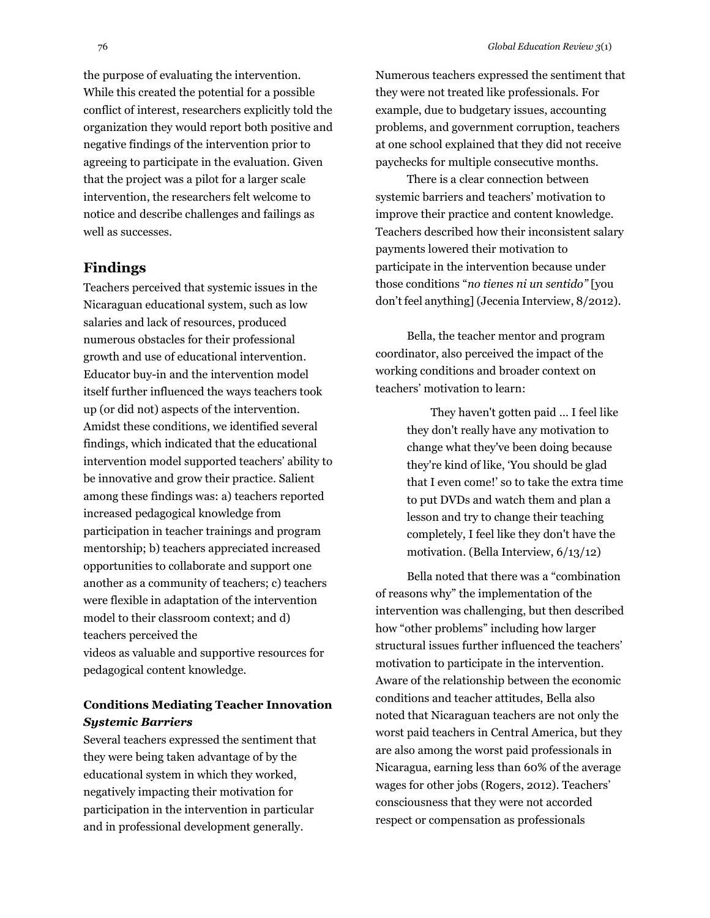the purpose of evaluating the intervention. While this created the potential for a possible conflict of interest, researchers explicitly told the organization they would report both positive and negative findings of the intervention prior to agreeing to participate in the evaluation. Given that the project was a pilot for a larger scale intervention, the researchers felt welcome to notice and describe challenges and failings as well as successes.

## Findings

Teachers perceived that systemic issues in the Nicaraguan educational system, such as low salaries and lack of resources, produced numerous obstacles for their professional growth and use of educational intervention. Educator buy-in and the intervention model itself further influenced the ways teachers took up (or did not) aspects of the intervention. Amidst these conditions, we identified several findings, which indicated that the educational intervention model supported teachers' ability to be innovative and grow their practice. Salient among these findings was: a) teachers reported increased pedagogical knowledge from participation in teacher trainings and program mentorship; b) teachers appreciated increased opportunities to collaborate and support one another as a community of teachers; c) teachers were flexible in adaptation of the intervention model to their classroom context; and d) teachers perceived the videos as valuable and supportive resources for pedagogical content knowledge.

### Conditions Mediating Teacher Innovation

#### *Systemic Barriers*

Several teachers expressed the sentiment that they were being taken advantage of by the educational system in which they worked, negatively impacting their motivation for participation in the intervention in particular and in professional development generally. Numerous teachers expressed the sentiment that they were not treated like professionals. For example, due to budgetary issues, accounting problems, and government corruption, teachers at one school explained that they did not receive paychecks for multiple consecutive months.

There is a clear connection between systemic barriers and teachers' motivation to improve their practice and content knowledge. Teachers described how their inconsistent salary payments lowered their motivation to participate in the intervention because under those conditions "*no tienes ni un sentido"* [you don't feel anything] (Jecenia Interview, 8/2012).

Bella, the teacher mentor and program coordinator, also perceived the impact of the working conditions and broader context on teachers' motivation to learn:

> They haven't gotten paid … I feel like they don't really have any motivation to change what they've been doing because they're kind of like, 'You should be glad that I even come!' so to take the extra time to put DVDs and watch them and plan a lesson and try to change their teaching completely, I feel like they don't have the motivation. (Bella Interview, 6/13/12)

Bella noted that there was a "combination of reasons why" the implementation of the intervention was challenging, but then described how "other problems" including how larger structural issues further influenced the teachers' motivation to participate in the intervention. Aware of the relationship between the economic conditions and teacher attitudes, Bella also noted that Nicaraguan teachers are not only the worst paid teachers in Central America, but they are also among the worst paid professionals in Nicaragua, earning less than 60% of the average wages for other jobs (Rogers, 2012). Teachers' consciousness that they were not accorded respect or compensation as professionals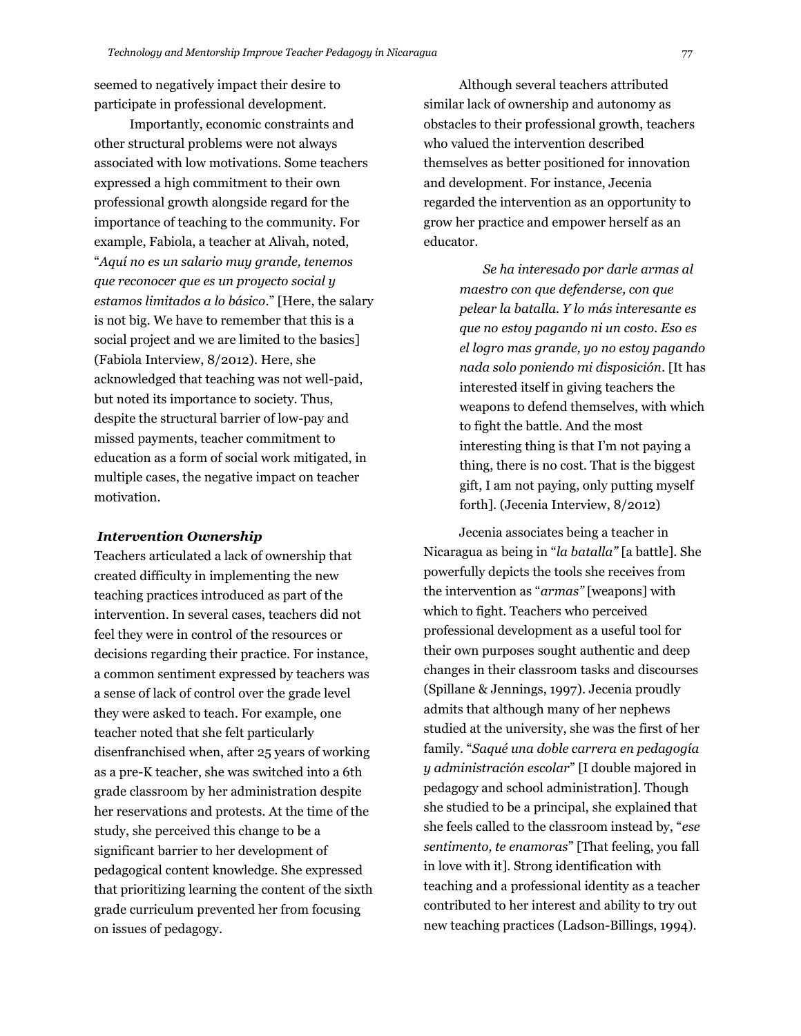seemed to negatively impact their desire to participate in professional development.

Importantly, economic constraints and other structural problems were not always associated with low motivations. Some teachers expressed a high commitment to their own professional growth alongside regard for the importance of teaching to the community. For example, Fabiola, a teacher at Alivah, noted, "*Aquí no es un salario muy grande, tenemos que reconocer que es un proyecto social y estamos limitados a lo básico*." [Here, the salary is not big. We have to remember that this is a social project and we are limited to the basics] (Fabiola Interview, 8/2012). Here, she acknowledged that teaching was not well-paid, but noted its importance to society. Thus, despite the structural barrier of low-pay and missed payments, teacher commitment to education as a form of social work mitigated, in multiple cases, the negative impact on teacher motivation.

### *Intervention Ownership*

Teachers articulated a lack of ownership that created difficulty in implementing the new teaching practices introduced as part of the intervention. In several cases, teachers did not feel they were in control of the resources or decisions regarding their practice. For instance, a common sentiment expressed by teachers was a sense of lack of control over the grade level they were asked to teach. For example, one teacher noted that she felt particularly disenfranchised when, after 25 years of working as a pre-K teacher, she was switched into a 6th grade classroom by her administration despite her reservations and protests. At the time of the study, she perceived this change to be a significant barrier to her development of pedagogical content knowledge. She expressed that prioritizing learning the content of the sixth grade curriculum prevented her from focusing on issues of pedagogy.

Although several teachers attributed similar lack of ownership and autonomy as obstacles to their professional growth, teachers who valued the intervention described themselves as better positioned for innovation and development. For instance, Jecenia regarded the intervention as an opportunity to grow her practice and empower herself as an educator.

> *Se ha interesado por darle armas al maestro con que defenderse, con que pelear la batalla. Y lo más interesante es que no estoy pagando ni un costo. Eso es el logro mas grande, yo no estoy pagando nada solo poniendo mi disposición*. [It has interested itself in giving teachers the weapons to defend themselves, with which to fight the battle. And the most interesting thing is that I'm not paying a thing, there is no cost. That is the biggest gift, I am not paying, only putting myself forth]. (Jecenia Interview, 8/2012)

Jecenia associates being a teacher in Nicaragua as being in "*la batalla"* [a battle]. She powerfully depicts the tools she receives from the intervention as "*armas"* [weapons] with which to fight. Teachers who perceived professional development as a useful tool for their own purposes sought authentic and deep changes in their classroom tasks and discourses (Spillane & Jennings, 1997). Jecenia proudly admits that although many of her nephews studied at the university, she was the first of her family. "*Saqué una doble carrera en pedagogía y administración escolar*" [I double majored in pedagogy and school administration]. Though she studied to be a principal, she explained that she feels called to the classroom instead by, "*ese sentimento, te enamoras*" [That feeling, you fall in love with it]. Strong identification with teaching and a professional identity as a teacher contributed to her interest and ability to try out new teaching practices (Ladson-Billings, 1994).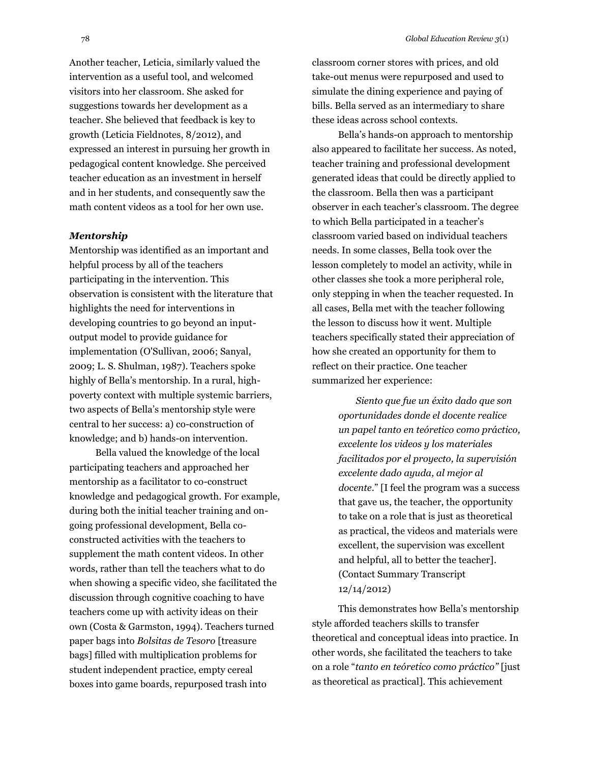Another teacher, Leticia, similarly valued the intervention as a useful tool, and welcomed visitors into her classroom. She asked for suggestions towards her development as a teacher. She believed that feedback is key to growth (Leticia Fieldnotes, 8/2012), and expressed an interest in pursuing her growth in pedagogical content knowledge. She perceived teacher education as an investment in herself and in her students, and consequently saw the math content videos as a tool for her own use.

### *Mentorship*

Mentorship was identified as an important and helpful process by all of the teachers participating in the intervention. This observation is consistent with the literature that highlights the need for interventions in developing countries to go beyond an input-output model to provide guidance for implementation (O'Sullivan, 2006; Sanyal, 2009; L. S. Shulman, 1987). Teachers spoke highly of Bella's mentorship. In a rural, high-poverty context with multiple systemic barriers, two aspects of Bella's mentorship style were central to her success: a) co-construction of knowledge; and b) hands-on intervention.

Bella valued the knowledge of the local participating teachers and approached her mentorship as a facilitator to co-construct knowledge and pedagogical growth. For example, during both the initial teacher training and on-going professional development, Bella co-constructed activities with the teachers to supplement the math content videos. In other words, rather than tell the teachers what to do when showing a specific video, she facilitated the discussion through cognitive coaching to have teachers come up with activity ideas on their own (Costa & Garmston, 1994). Teachers turned paper bags into *Bolsitas de Tesoro* [treasure bags] filled with multiplication problems for student independent practice, empty cereal boxes into game boards, repurposed trash into classroom corner stores with prices, and old take-out menus were repurposed and used to simulate the dining experience and paying of bills. Bella served as an intermediary to share these ideas across school contexts.

Bella's hands-on approach to mentorship also appeared to facilitate her success. As noted, teacher training and professional development generated ideas that could be directly applied to the classroom. Bella then was a participant observer in each teacher's classroom. The degree to which Bella participated in a teacher's classroom varied based on individual teachers needs. In some classes, Bella took over the lesson completely to model an activity, while in other classes she took a more peripheral role, only stepping in when the teacher requested. In all cases, Bella met with the teacher following the lesson to discuss how it went. Multiple teachers specifically stated their appreciation of how she created an opportunity for them to reflect on their practice. One teacher summarized her experience:

> *Siento que fue un éxito dado que son oportunidades donde el docente realice un papel tanto en teóretico como práctico, excelente los videos y los materiales facilitados por el proyecto, la supervisión excelente dado ayuda, al mejor al docente.*" [I feel the program was a success that gave us, the teacher, the opportunity to take on a role that is just as theoretical as practical, the videos and materials were excellent, the supervision was excellent and helpful, all to better the teacher]. (Contact Summary Transcript 12/14/2012)

This demonstrates how Bella's mentorship style afforded teachers skills to transfer theoretical and conceptual ideas into practice. In other words, she facilitated the teachers to take on a role "*tanto en teóretico como práctico"* [just as theoretical as practical]. This achievement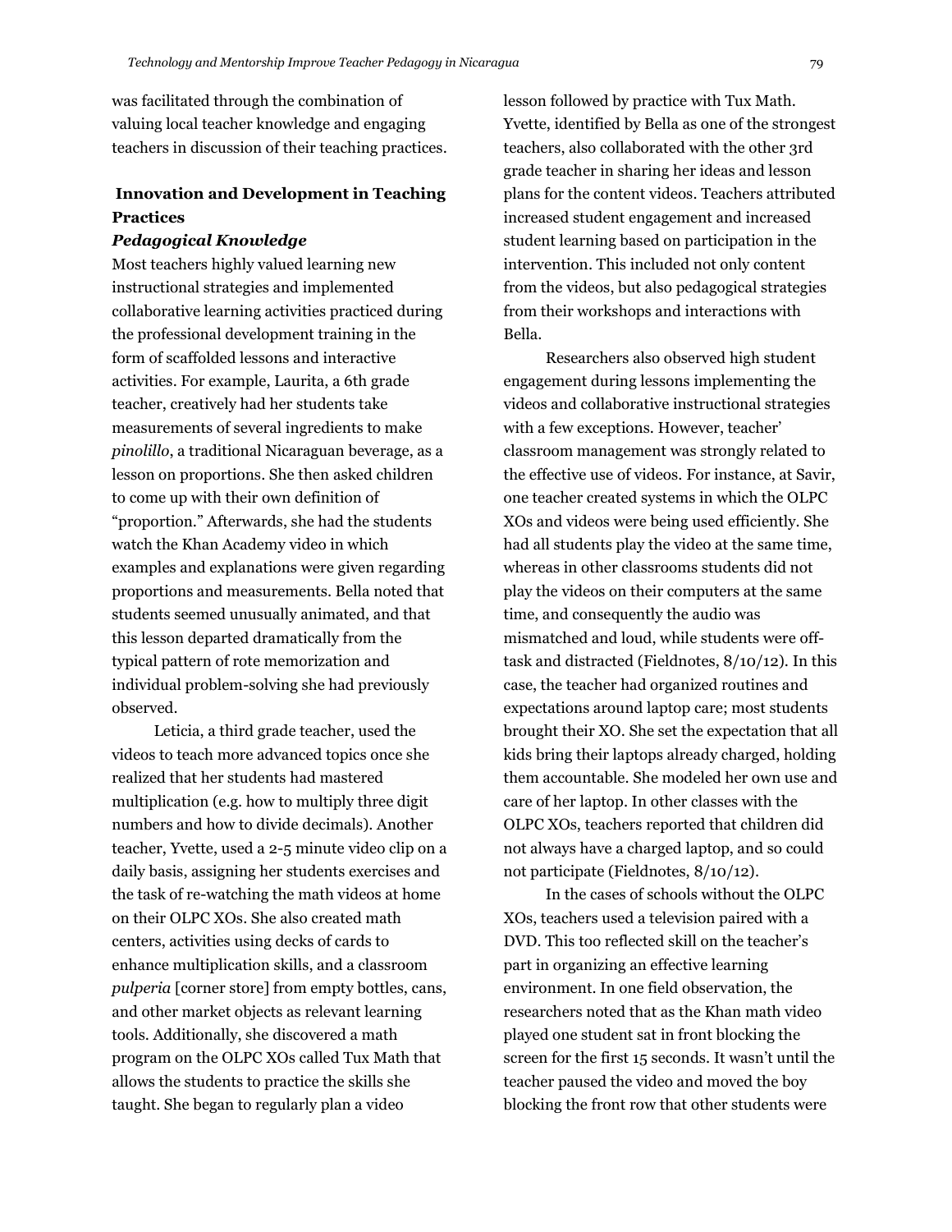was facilitated through the combination of valuing local teacher knowledge and engaging teachers in discussion of their teaching practices.

## Innovation and Development in Teaching Practices

### *Pedagogical Knowledge*

Most teachers highly valued learning new instructional strategies and implemented collaborative learning activities practiced during the professional development training in the form of scaffolded lessons and interactive activities. For example, Laurita, a 6th grade teacher, creatively had her students take measurements of several ingredients to make *pinolillo*, a traditional Nicaraguan beverage, as a lesson on proportions. She then asked children to come up with their own definition of "proportion." Afterwards, she had the students watch the Khan Academy video in which examples and explanations were given regarding proportions and measurements. Bella noted that students seemed unusually animated, and that this lesson departed dramatically from the typical pattern of rote memorization and individual problem-solving she had previously observed.

Leticia, a third grade teacher, used the videos to teach more advanced topics once she realized that her students had mastered multiplication (e.g. how to multiply three digit numbers and how to divide decimals). Another teacher, Yvette, used a 2-5 minute video clip on a daily basis, assigning her students exercises and the task of re-watching the math videos at home on their OLPC XOs. She also created math centers, activities using decks of cards to enhance multiplication skills, and a classroom *pulperia* [corner store] from empty bottles, cans, and other market objects as relevant learning tools. Additionally, she discovered a math program on the OLPC XOs called Tux Math that allows the students to practice the skills she taught. She began to regularly plan a video lesson followed by practice with Tux Math. Yvette, identified by Bella as one of the strongest teachers, also collaborated with the other 3rd grade teacher in sharing her ideas and lesson plans for the content videos. Teachers attributed increased student engagement and increased student learning based on participation in the intervention. This included not only content from the videos, but also pedagogical strategies from their workshops and interactions with Bella.

Researchers also observed high student engagement during lessons implementing the videos and collaborative instructional strategies with a few exceptions. However, teacher' classroom management was strongly related to the effective use of videos. For instance, at Savir, one teacher created systems in which the OLPC XOs and videos were being used efficiently. She had all students play the video at the same time, whereas in other classrooms students did not play the videos on their computers at the same time, and consequently the audio was mismatched and loud, while students were off-task and distracted (Fieldnotes, 8/10/12). In this case, the teacher had organized routines and expectations around laptop care; most students brought their XO. She set the expectation that all kids bring their laptops already charged, holding them accountable. She modeled her own use and care of her laptop. In other classes with the OLPC XOs, teachers reported that children did not always have a charged laptop, and so could not participate (Fieldnotes, 8/10/12).

In the cases of schools without the OLPC XOs, teachers used a television paired with a DVD. This too reflected skill on the teacher's part in organizing an effective learning environment. In one field observation, the researchers noted that as the Khan math video played one student sat in front blocking the screen for the first 15 seconds. It wasn't until the teacher paused the video and moved the boy blocking the front row that other students were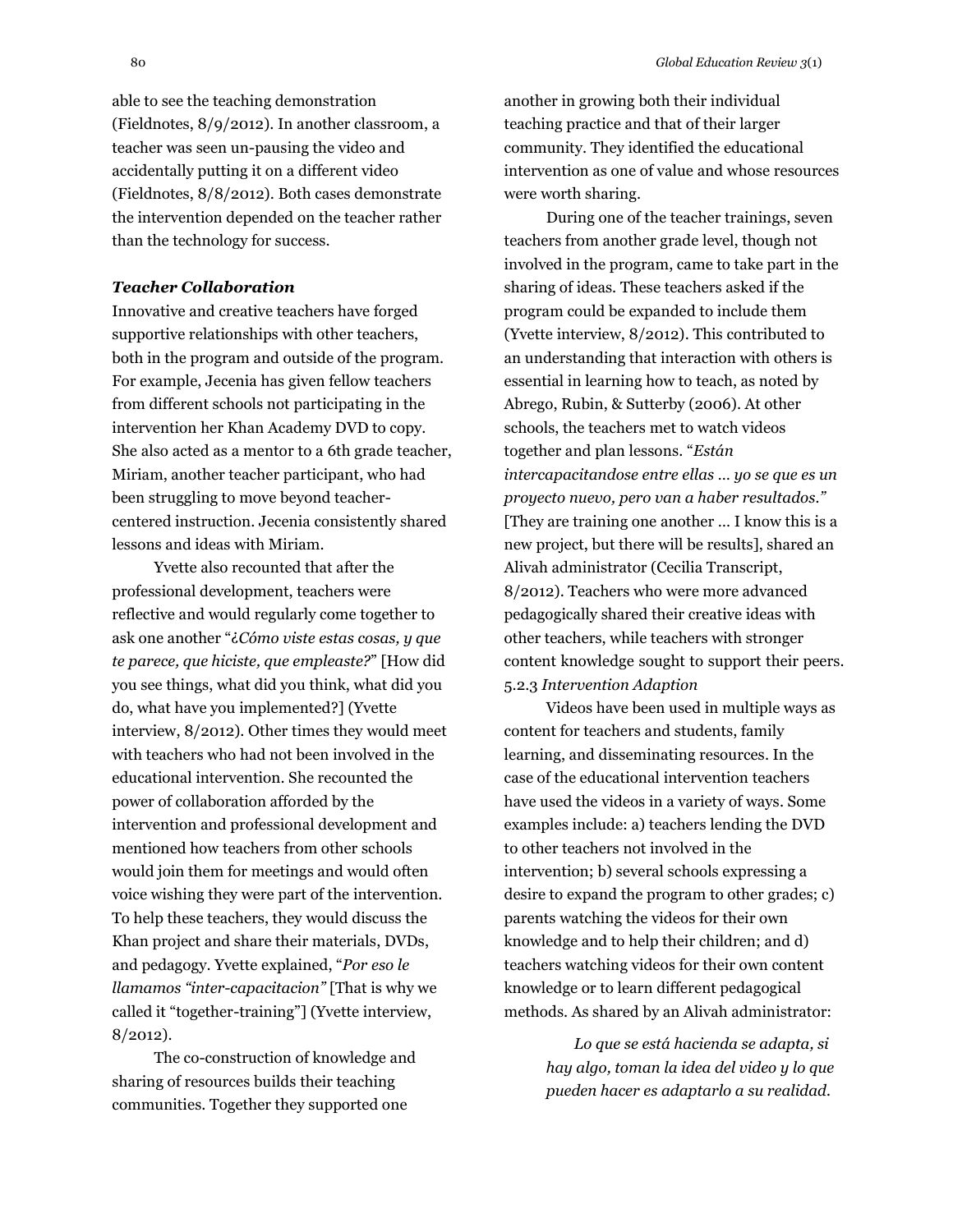able to see the teaching demonstration (Fieldnotes, 8/9/2012). In another classroom, a teacher was seen un-pausing the video and accidentally putting it on a different video (Fieldnotes, 8/8/2012). Both cases demonstrate the intervention depended on the teacher rather than the technology for success.

### *Teacher Collaboration*

Innovative and creative teachers have forged supportive relationships with other teachers, both in the program and outside of the program. For example, Jecenia has given fellow teachers from different schools not participating in the intervention her Khan Academy DVD to copy. She also acted as a mentor to a 6th grade teacher, Miriam, another teacher participant, who had been struggling to move beyond teacher-centered instruction. Jecenia consistently shared lessons and ideas with Miriam.

Yvette also recounted that after the professional development, teachers were reflective and would regularly come together to ask one another "*¿Cómo viste estas cosas, y que te parece, que hiciste, que empleaste?*" [How did you see things, what did you think, what did you do, what have you implemented?] (Yvette interview, 8/2012). Other times they would meet with teachers who had not been involved in the educational intervention. She recounted the power of collaboration afforded by the intervention and professional development and mentioned how teachers from other schools would join them for meetings and would often voice wishing they were part of the intervention. To help these teachers, they would discuss the Khan project and share their materials, DVDs, and pedagogy. Yvette explained, "*Por eso le llamamos "inter-capacitacion"* [That is why we called it "together-training"] (Yvette interview, 8/2012).

The co-construction of knowledge and sharing of resources builds their teaching communities. Together they supported one another in growing both their individual teaching practice and that of their larger community. They identified the educational intervention as one of value and whose resources were worth sharing.

During one of the teacher trainings, seven teachers from another grade level, though not involved in the program, came to take part in the sharing of ideas. These teachers asked if the program could be expanded to include them (Yvette interview, 8/2012). This contributed to an understanding that interaction with others is essential in learning how to teach, as noted by Abrego, Rubin, & Sutterby (2006). At other schools, the teachers met to watch videos together and plan lessons. "*Están intercapacitandose entre ellas … yo se que es un proyecto nuevo, pero van a haber resultados."* [They are training one another … I know this is a new project, but there will be results], shared an Alivah administrator (Cecilia Transcript, 8/2012). Teachers who were more advanced pedagogically shared their creative ideas with other teachers, while teachers with stronger content knowledge sought to support their peers.

5.2.3 *Intervention Adaption*

Videos have been used in multiple ways as content for teachers and students, family learning, and disseminating resources. In the case of the educational intervention teachers have used the videos in a variety of ways. Some examples include: a) teachers lending the DVD to other teachers not involved in the intervention; b) several schools expressing a desire to expand the program to other grades; c) parents watching the videos for their own knowledge and to help their children; and d) teachers watching videos for their own content knowledge or to learn different pedagogical methods. As shared by an Alivah administrator:

> *Lo que se está hacienda se adapta, si hay algo, toman la idea del video y lo que pueden hacer es adaptarlo a su realidad.*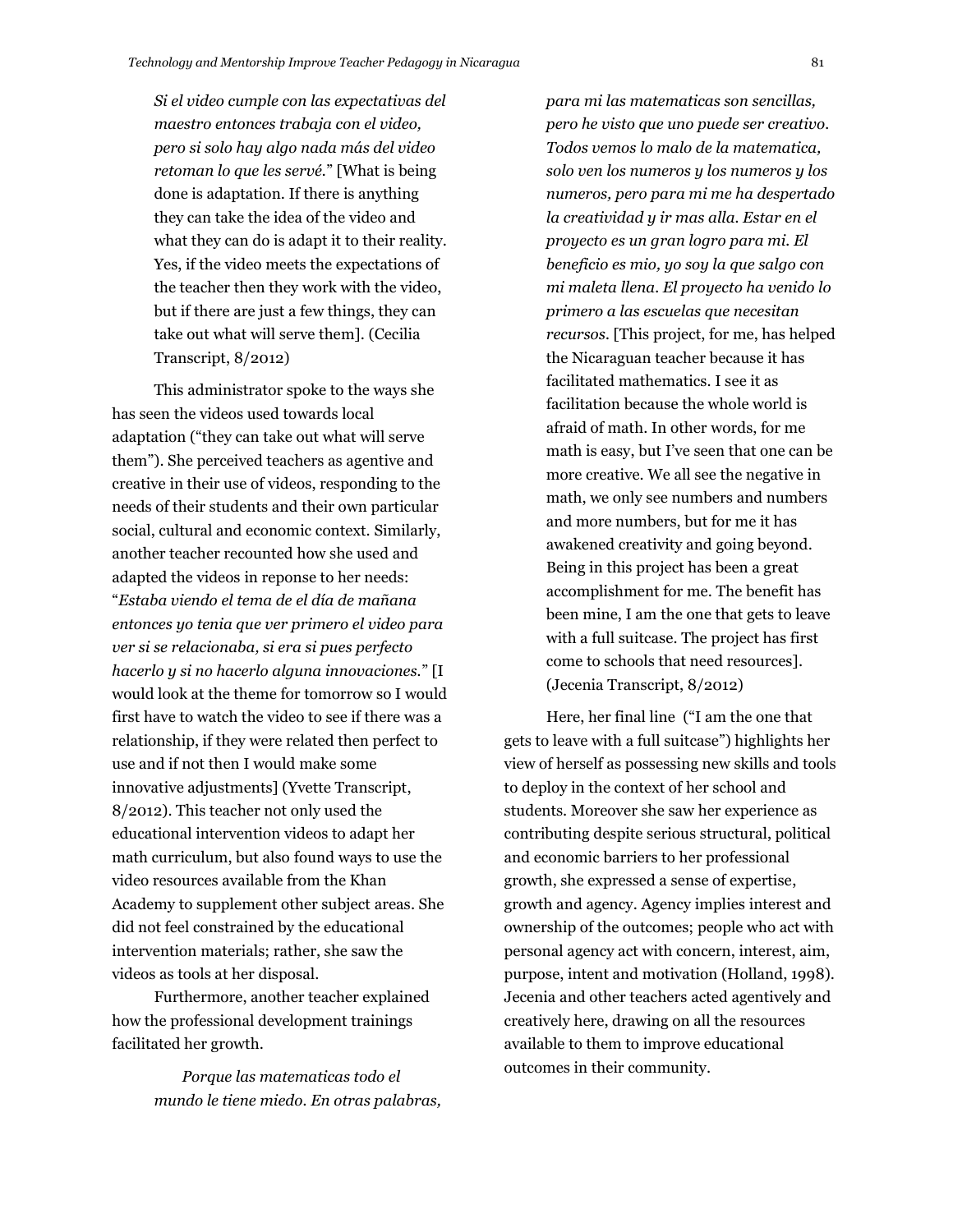*Si el video cumple con las expectativas del maestro entonces trabaja con el video, pero si solo hay algo nada más del video retoman lo que les servé.*" [What is being done is adaptation. If there is anything they can take the idea of the video and what they can do is adapt it to their reality. Yes, if the video meets the expectations of the teacher then they work with the video, but if there are just a few things, they can take out what will serve them]. (Cecilia Transcript, 8/2012)

This administrator spoke to the ways she has seen the videos used towards local adaptation ("they can take out what will serve them"). She perceived teachers as agentive and creative in their use of videos, responding to the needs of their students and their own particular social, cultural and economic context. Similarly, another teacher recounted how she used and adapted the videos in reponse to her needs: "*Estaba viendo el tema de el día de mañana entonces yo tenia que ver primero el video para ver si se relacionaba, si era si pues perfecto hacerlo y si no hacerlo alguna innovaciones.*" [I would look at the theme for tomorrow so I would first have to watch the video to see if there was a relationship, if they were related then perfect to use and if not then I would make some innovative adjustments] (Yvette Transcript, 8/2012). This teacher not only used the educational intervention videos to adapt her math curriculum, but also found ways to use the video resources available from the Khan Academy to supplement other subject areas. She did not feel constrained by the educational intervention materials; rather, she saw the videos as tools at her disposal.

Furthermore, another teacher explained how the professional development trainings facilitated her growth.

> *Porque las matematicas todo el mundo le tiene miedo. En otras palabras, para mi las matematicas son sencillas, pero he visto que uno puede ser creativo. Todos vemos lo malo de la matematica, solo ven los numeros y los numeros y los numeros, pero para mi me ha despertado la creatividad y ir mas alla. Estar en el proyecto es un gran logro para mi. El beneficio es mio, yo soy la que salgo con mi maleta llena. El proyecto ha venido lo primero a las escuelas que necesitan recursos.* [This project, for me, has helped the Nicaraguan teacher because it has facilitated mathematics. I see it as facilitation because the whole world is afraid of math. In other words, for me math is easy, but I've seen that one can be more creative. We all see the negative in math, we only see numbers and numbers and more numbers, but for me it has awakened creativity and going beyond. Being in this project has been a great accomplishment for me. The benefit has been mine, I am the one that gets to leave with a full suitcase. The project has first come to schools that need resources]. (Jecenia Transcript, 8/2012)

Here, her final line ("I am the one that gets to leave with a full suitcase") highlights her view of herself as possessing new skills and tools to deploy in the context of her school and students. Moreover she saw her experience as contributing despite serious structural, political and economic barriers to her professional growth, she expressed a sense of expertise, growth and agency. Agency implies interest and ownership of the outcomes; people who act with personal agency act with concern, interest, aim, purpose, intent and motivation (Holland, 1998). Jecenia and other teachers acted agentively and creatively here, drawing on all the resources available to them to improve educational outcomes in their community.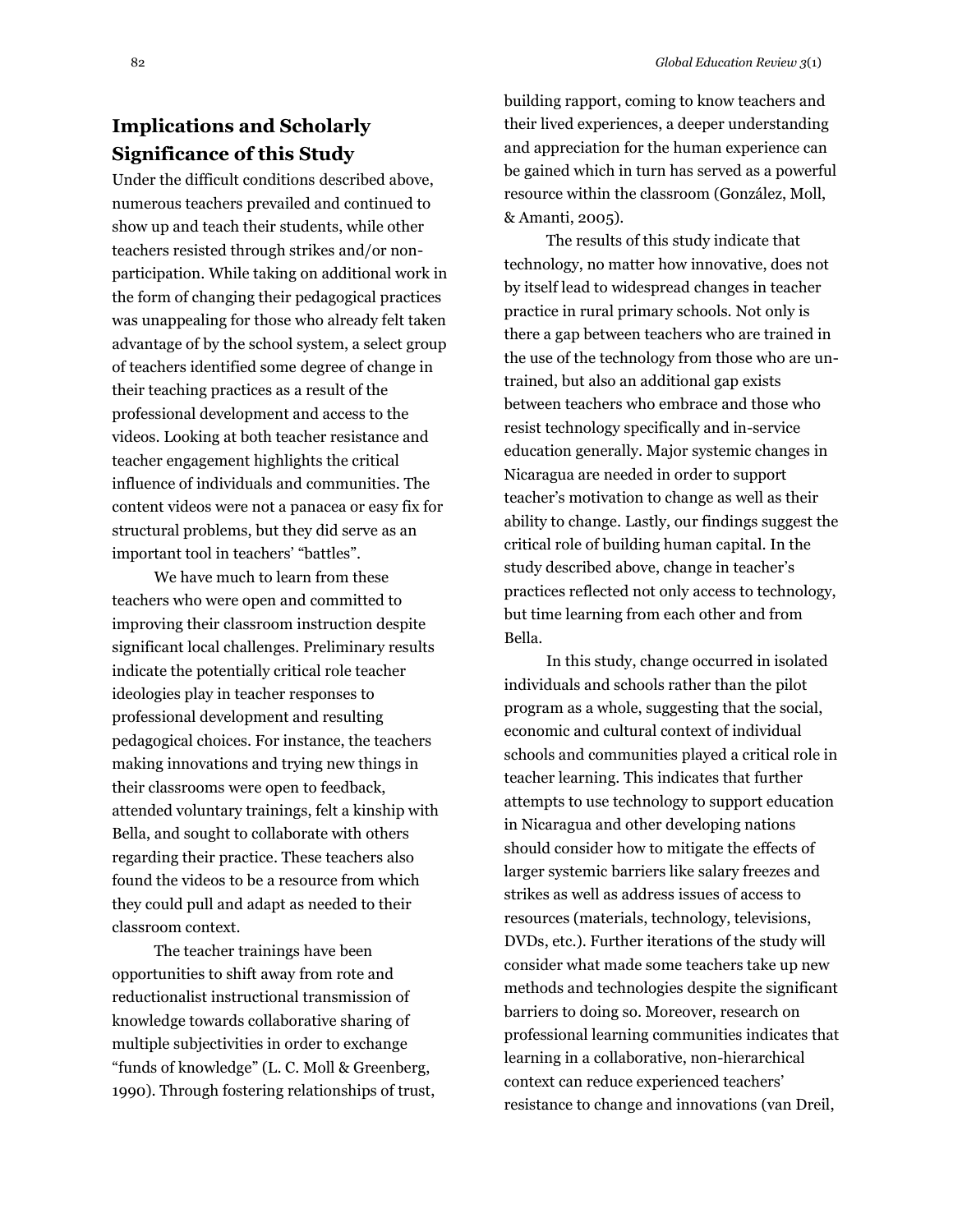## Implications and Scholarly Significance of this Study

Under the difficult conditions described above, numerous teachers prevailed and continued to show up and teach their students, while other teachers resisted through strikes and/or non-participation. While taking on additional work in the form of changing their pedagogical practices was unappealing for those who already felt taken advantage of by the school system, a select group of teachers identified some degree of change in their teaching practices as a result of the professional development and access to the videos. Looking at both teacher resistance and teacher engagement highlights the critical influence of individuals and communities. The content videos were not a panacea or easy fix for structural problems, but they did serve as an important tool in teachers' "battles".

We have much to learn from these teachers who were open and committed to improving their classroom instruction despite significant local challenges. Preliminary results indicate the potentially critical role teacher ideologies play in teacher responses to professional development and resulting pedagogical choices. For instance, the teachers making innovations and trying new things in their classrooms were open to feedback, attended voluntary trainings, felt a kinship with Bella, and sought to collaborate with others regarding their practice. These teachers also found the videos to be a resource from which they could pull and adapt as needed to their classroom context.

The teacher trainings have been opportunities to shift away from rote and reductionalist instructional transmission of knowledge towards collaborative sharing of multiple subjectivities in order to exchange "funds of knowledge" (L. C. Moll & Greenberg, 1990). Through fostering relationships of trust, building rapport, coming to know teachers and their lived experiences, a deeper understanding and appreciation for the human experience can be gained which in turn has served as a powerful resource within the classroom (González, Moll, & Amanti, 2005).

The results of this study indicate that technology, no matter how innovative, does not by itself lead to widespread changes in teacher practice in rural primary schools. Not only is there a gap between teachers who are trained in the use of the technology from those who are un-trained, but also an additional gap exists between teachers who embrace and those who resist technology specifically and in-service education generally. Major systemic changes in Nicaragua are needed in order to support teacher's motivation to change as well as their ability to change. Lastly, our findings suggest the critical role of building human capital. In the study described above, change in teacher's practices reflected not only access to technology, but time learning from each other and from Bella.

In this study, change occurred in isolated individuals and schools rather than the pilot program as a whole, suggesting that the social, economic and cultural context of individual schools and communities played a critical role in teacher learning. This indicates that further attempts to use technology to support education in Nicaragua and other developing nations should consider how to mitigate the effects of larger systemic barriers like salary freezes and strikes as well as address issues of access to resources (materials, technology, televisions, DVDs, etc.). Further iterations of the study will consider what made some teachers take up new methods and technologies despite the significant barriers to doing so. Moreover, research on professional learning communities indicates that learning in a collaborative, non-hierarchical context can reduce experienced teachers' resistance to change and innovations (van Dreil,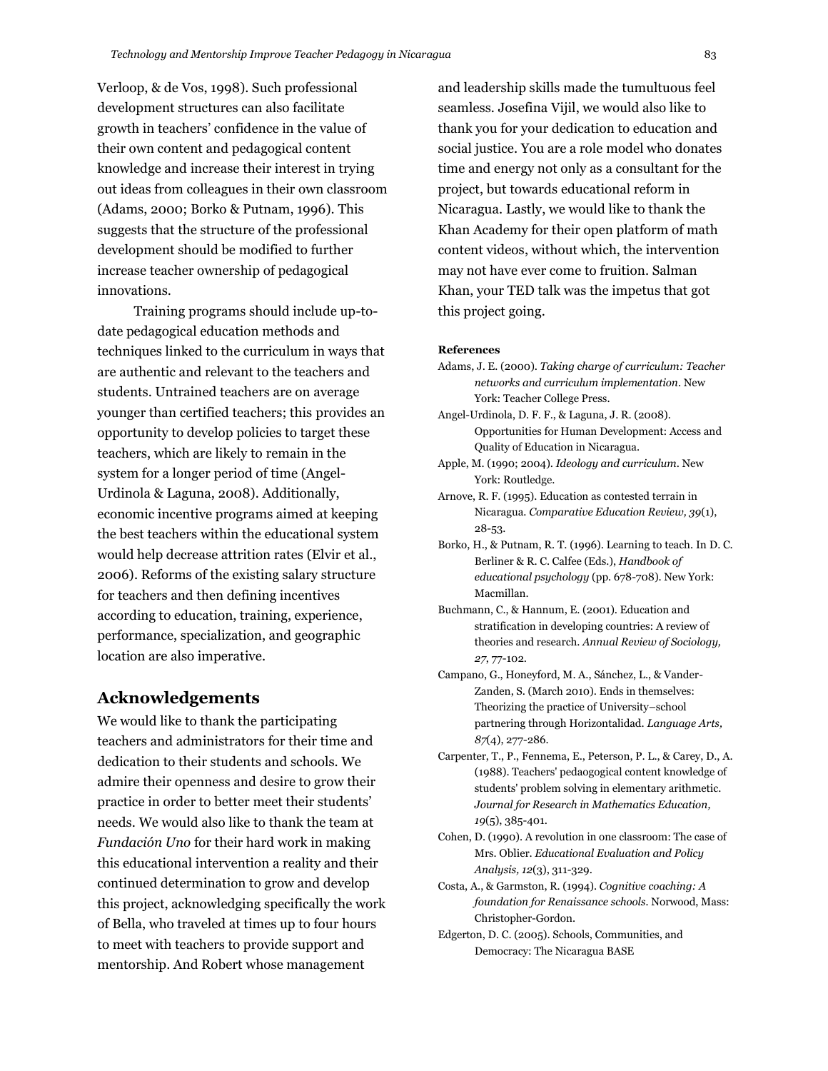Verloop, & de Vos, 1998). Such professional development structures can also facilitate growth in teachers' confidence in the value of their own content and pedagogical content knowledge and increase their interest in trying out ideas from colleagues in their own classroom (Adams, 2000; Borko & Putnam, 1996). This suggests that the structure of the professional development should be modified to further increase teacher ownership of pedagogical innovations.

Training programs should include up-to-date pedagogical education methods and techniques linked to the curriculum in ways that are authentic and relevant to the teachers and students. Untrained teachers are on average younger than certified teachers; this provides an opportunity to develop policies to target these teachers, which are likely to remain in the system for a longer period of time (Angel-Urdinola & Laguna, 2008). Additionally, economic incentive programs aimed at keeping the best teachers within the educational system would help decrease attrition rates (Elvir et al., 2006). Reforms of the existing salary structure for teachers and then defining incentives according to education, training, experience, performance, specialization, and geographic location are also imperative.

## Acknowledgements

We would like to thank the participating teachers and administrators for their time and dedication to their students and schools. We admire their openness and desire to grow their practice in order to better meet their students' needs. We would also like to thank the team at *Fundación Uno* for their hard work in making this educational intervention a reality and their continued determination to grow and develop this project, acknowledging specifically the work of Bella, who traveled at times up to four hours to meet with teachers to provide support and mentorship. And Robert whose management and leadership skills made the tumultuous feel seamless. Josefina Vijil, we would also like to thank you for your dedication to education and social justice. You are a role model who donates time and energy not only as a consultant for the project, but towards educational reform in Nicaragua. Lastly, we would like to thank the Khan Academy for their open platform of math content videos, without which, the intervention may not have ever come to fruition. Salman Khan, your TED talk was the impetus that got this project going.

#### References

Adams, J. E. (2000). *Taking charge of curriculum: Teacher networks and curriculum implementation*. New York: Teacher College Press.

Angel-Urdinola, D. F. F., & Laguna, J. R. (2008). Opportunities for Human Development: Access and Quality of Education in Nicaragua.

Apple, M. (1990; 2004). *Ideology and curriculum*. New York: Routledge.

Arnove, R. F. (1995). Education as contested terrain in Nicaragua. *Comparative Education Review, 39*(1), 28-53.

Borko, H., & Putnam, R. T. (1996). Learning to teach. In D. C. Berliner & R. C. Calfee (Eds.), *Handbook of educational psychology* (pp. 678-708). New York: Macmillan.

Buchmann, C., & Hannum, E. (2001). Education and stratification in developing countries: A review of theories and research. *Annual Review of Sociology, 27*, 77-102.

Campano, G., Honeyford, M. A., Sánchez, L., & Vander-Zanden, S. (March 2010). Ends in themselves: Theorizing the practice of University–school partnering through Horizontalidad. *Language Arts, 87*(4), 277-286.

Carpenter, T., P., Fennema, E., Peterson, P. L., & Carey, D., A. (1988). Teachers' pedaogogical content knowledge of students' problem solving in elementary arithmetic. *Journal for Research in Mathematics Education, 19*(5), 385-401.

Cohen, D. (1990). A revolution in one classroom: The case of Mrs. Oblier. *Educational Evaluation and Policy Analysis, 12*(3), 311-329.

Costa, A., & Garmston, R. (1994). *Cognitive coaching: A foundation for Renaissance schools*. Norwood, Mass: Christopher-Gordon.

Edgerton, D. C. (2005). Schools, Communities, and Democracy: The Nicaragua BASE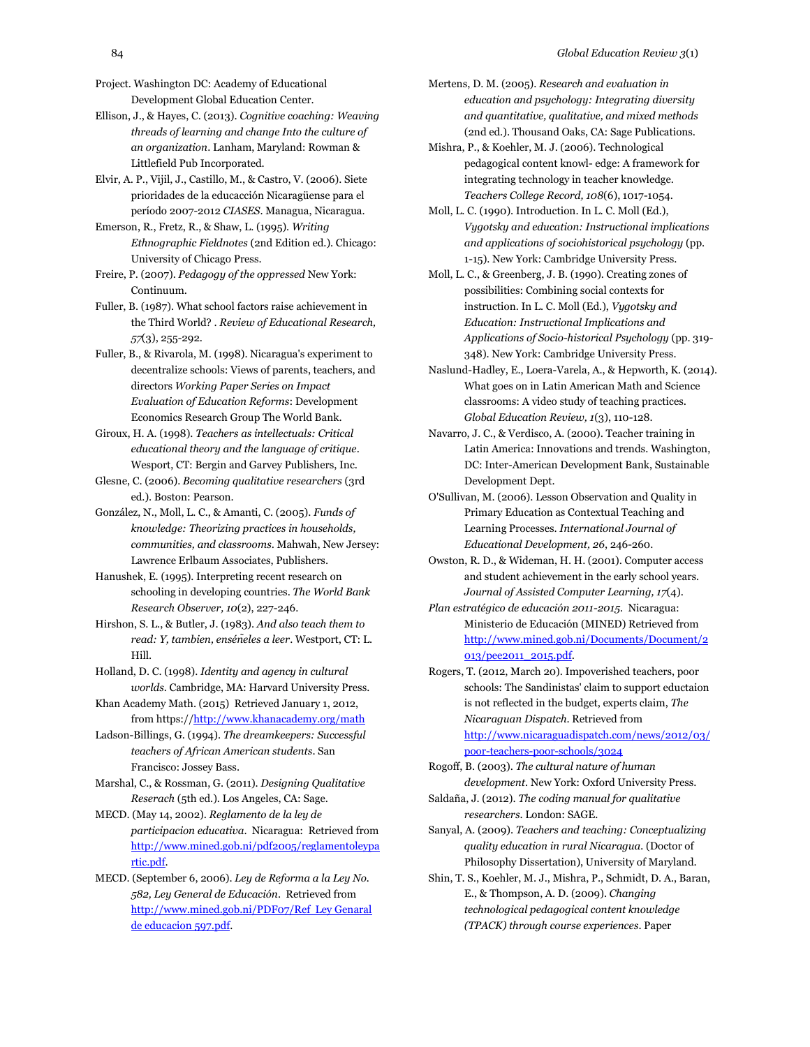Project. Washington DC: Academy of Educational Development Global Education Center.

Ellison, J., & Hayes, C. (2013). *Cognitive coaching: Weaving threads of learning and change Into the culture of an organization*. Lanham, Maryland: Rowman & Littlefield Pub Incorporated.

Elvir, A. P., Vijil, J., Castillo, M., & Castro, V. (2006). Siete prioridades de la educacción Nicaragüense para el período 2007-2012 *CIASES*. Managua, Nicaragua.

Emerson, R., Fretz, R., & Shaw, L. (1995). *Writing Ethnographic Fieldnotes* (2nd Edition ed.). Chicago: University of Chicago Press.

Freire, P. (2007). *Pedagogy of the oppressed* New York: Continuum.

Fuller, B. (1987). What school factors raise achievement in the Third World? . *Review of Educational Research, 57*(3), 255-292.

Fuller, B., & Rivarola, M. (1998). Nicaragua's experiment to decentralize schools: Views of parents, teachers, and directors *Working Paper Series on Impact Evaluation of Education Reforms*: Development Economics Research Group The World Bank.

Giroux, H. A. (1998). *Teachers as intellectuals: Critical educational theory and the language of critique*. Wesport, CT: Bergin and Garvey Publishers, Inc.

Glesne, C. (2006). *Becoming qualitative researchers* (3rd ed.). Boston: Pearson.

González, N., Moll, L. C., & Amanti, C. (2005). *Funds of knowledge: Theorizing practices in households, communities, and classrooms*. Mahwah, New Jersey: Lawrence Erlbaum Associates, Publishers.

Hanushek, E. (1995). Interpreting recent research on schooling in developing countries. *The World Bank Research Observer, 10*(2), 227-246.

Hirshon, S. L., & Butler, J. (1983). *And also teach them to read: Y, tambien, enséñeles a leer*. Westport, CT: L. Hill.

Holland, D. C. (1998). *Identity and agency in cultural worlds*. Cambridge, MA: Harvard University Press.

Khan Academy Math. (2015) Retrieved January 1, 2012, from https://http://www.khanacademy.org/math

Ladson-Billings, G. (1994). *The dreamkeepers: Successful teachers of African American students*. San Francisco: Jossey Bass.

Marshal, C., & Rossman, G. (2011). *Designing Qualitative Reserach* (5th ed.). Los Angeles, CA: Sage.

MECD. (May 14, 2002). *Reglamento de la ley de participacion educativa*. Nicaragua: Retrieved from http://www.mined.gob.ni/pdf2005/reglamentoleypartic.pdf.

MECD. (September 6, 2006). *Ley de Reforma a la Ley No. 582, Ley General de Educación*. Retrieved from http://www.mined.gob.ni/PDF07/Ref Ley Genaral de educacion 597.pdf.

Mertens, D. M. (2005). *Research and evaluation in education and psychology: Integrating diversity and quantitative, qualitative, and mixed methods* (2nd ed.). Thousand Oaks, CA: Sage Publications.

Mishra, P., & Koehler, M. J. (2006). Technological pedagogical content knowl- edge: A framework for integrating technology in teacher knowledge. *Teachers College Record, 108*(6), 1017-1054.

Moll, L. C. (1990). Introduction. In L. C. Moll (Ed.), *Vygotsky and education: Instructional implications and applications of sociohistorical psychology* (pp. 1-15). New York: Cambridge University Press.

Moll, L. C., & Greenberg, J. B. (1990). Creating zones of possibilities: Combining social contexts for instruction. In L. C. Moll (Ed.), *Vygotsky and Education: Instructional Implications and Applications of Socio-historical Psychology* (pp. 319-348). New York: Cambridge University Press.

Naslund-Hadley, E., Loera-Varela, A., & Hepworth, K. (2014). What goes on in Latin American Math and Science classrooms: A video study of teaching practices. *Global Education Review, 1*(3), 110-128.

Navarro, J. C., & Verdisco, A. (2000). Teacher training in Latin America: Innovations and trends. Washington, DC: Inter-American Development Bank, Sustainable Development Dept.

O'Sullivan, M. (2006). Lesson Observation and Quality in Primary Education as Contextual Teaching and Learning Processes. *International Journal of Educational Development, 26*, 246-260.

Owston, R. D., & Wideman, H. H. (2001). Computer access and student achievement in the early school years. *Journal of Assisted Computer Learning, 17*(4).

*Plan estratégico de educación 2011-2015*. Nicaragua: Ministerio de Educación (MINED) Retrieved from http://www.mined.gob.ni/Documents/Document/2013/pee2011_2015.pdf.

Rogers, T. (2012, March 20). Impoverished teachers, poor schools: The Sandinistas' claim to support eductaion is not reflected in the budget, experts claim, *The Nicaraguan Dispatch*. Retrieved from http://www.nicaraguadispatch.com/news/2012/03/poor-teachers-poor-schools/3024

Rogoff, B. (2003). *The cultural nature of human development*. New York: Oxford University Press.

Saldaña, J. (2012). *The coding manual for qualitative researchers*. London: SAGE.

Sanyal, A. (2009). *Teachers and teaching: Conceptualizing quality education in rural Nicaragua*. (Doctor of Philosophy Dissertation), University of Maryland.

Shin, T. S., Koehler, M. J., Mishra, P., Schmidt, D. A., Baran, E., & Thompson, A. D. (2009). *Changing technological pedagogical content knowledge (TPACK) through course experiences*. Paper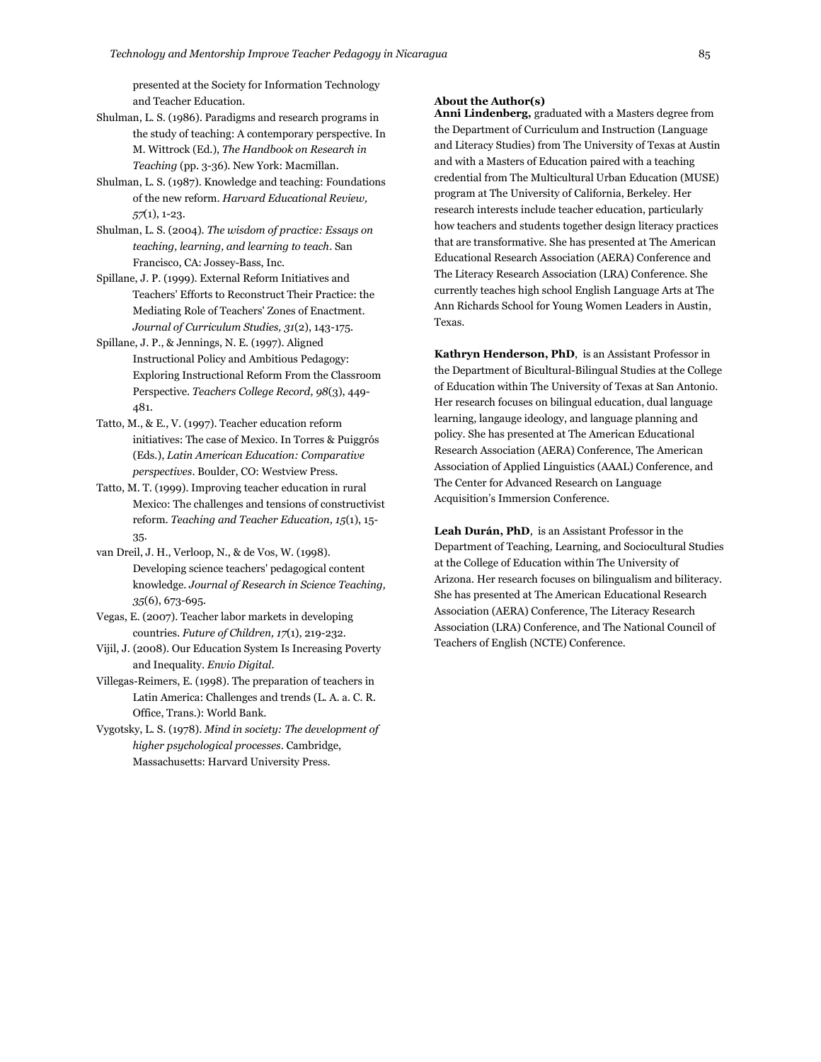presented at the Society for Information Technology and Teacher Education.

Shulman, L. S. (1986). Paradigms and research programs in the study of teaching: A contemporary perspective. In M. Wittrock (Ed.), *The Handbook on Research in Teaching* (pp. 3-36). New York: Macmillan.

Shulman, L. S. (1987). Knowledge and teaching: Foundations of the new reform. *Harvard Educational Review, 57*(1), 1-23.

Shulman, L. S. (2004). *The wisdom of practice: Essays on teaching, learning, and learning to teach*. San Francisco, CA: Jossey-Bass, Inc.

Spillane, J. P. (1999). External Reform Initiatives and Teachers' Efforts to Reconstruct Their Practice: the Mediating Role of Teachers' Zones of Enactment. *Journal of Curriculum Studies, 31*(2), 143-175.

Spillane, J. P., & Jennings, N. E. (1997). Aligned Instructional Policy and Ambitious Pedagogy: Exploring Instructional Reform From the Classroom Perspective. *Teachers College Record, 98*(3), 449-481.

Tatto, M., & E., V. (1997). Teacher education reform initiatives: The case of Mexico. In Torres & Puiggrós (Eds.), *Latin American Education: Comparative perspectives*. Boulder, CO: Westview Press.

Tatto, M. T. (1999). Improving teacher education in rural Mexico: The challenges and tensions of constructivist reform. *Teaching and Teacher Education, 15*(1), 15-35.

van Dreil, J. H., Verloop, N., & de Vos, W. (1998). Developing science teachers' pedagogical content knowledge. *Journal of Research in Science Teaching, 35*(6), 673-695.

Vegas, E. (2007). Teacher labor markets in developing countries. *Future of Children, 17*(1), 219-232.

Vijil, J. (2008). Our Education System Is Increasing Poverty and Inequality. *Envio Digital*.

Villegas-Reimers, E. (1998). The preparation of teachers in Latin America: Challenges and trends (L. A. a. C. R. Office, Trans.): World Bank.

Vygotsky, L. S. (1978). *Mind in society: The development of higher psychological processes*. Cambridge, Massachusetts: Harvard University Press.

**About the Author(s)**

**Anni Lindenberg,** graduated with a Masters degree from the Department of Curriculum and Instruction (Language and Literacy Studies) from The University of Texas at Austin and with a Masters of Education paired with a teaching credential from The Multicultural Urban Education (MUSE) program at The University of California, Berkeley. Her research interests include teacher education, particularly how teachers and students together design literacy practices that are transformative. She has presented at The American Educational Research Association (AERA) Conference and The Literacy Research Association (LRA) Conference. She currently teaches high school English Language Arts at The Ann Richards School for Young Women Leaders in Austin, Texas.

**Kathryn Henderson, PhD**, is an Assistant Professor in the Department of Bicultural-Bilingual Studies at the College of Education within The University of Texas at San Antonio. Her research focuses on bilingual education, dual language learning, langauge ideology, and language planning and policy. She has presented at The American Educational Research Association (AERA) Conference, The American Association of Applied Linguistics (AAAL) Conference, and The Center for Advanced Research on Language Acquisition's Immersion Conference.

**Leah Durán, PhD**, is an Assistant Professor in the Department of Teaching, Learning, and Sociocultural Studies at the College of Education within The University of Arizona. Her research focuses on bilingualism and biliteracy. She has presented at The American Educational Research Association (AERA) Conference, The Literacy Research Association (LRA) Conference, and The National Council of Teachers of English (NCTE) Conference.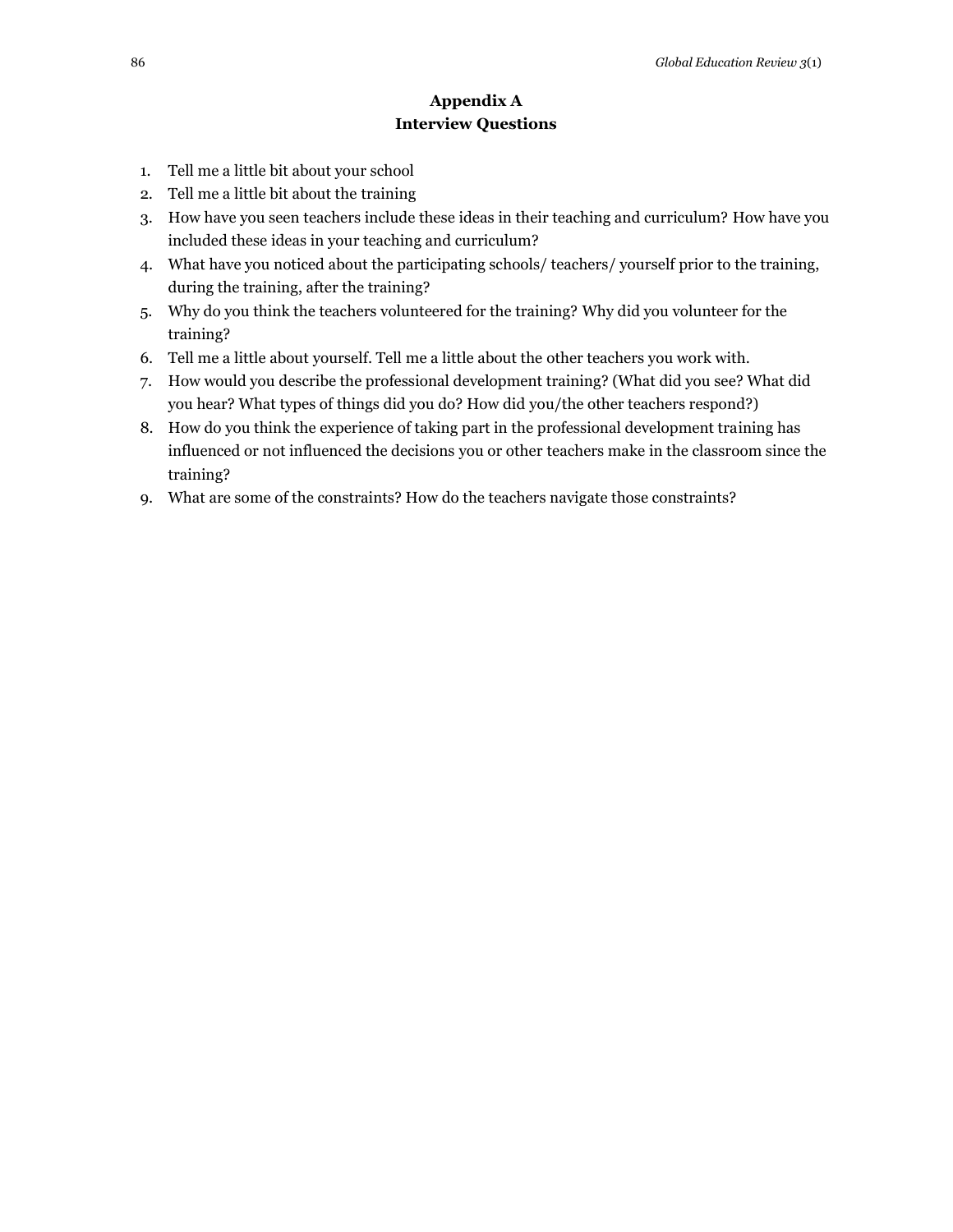## Appendix A
## Interview Questions

1. Tell me a little bit about your school
2. Tell me a little bit about the training
3. How have you seen teachers include these ideas in their teaching and curriculum? How have you included these ideas in your teaching and curriculum?
4. What have you noticed about the participating schools/ teachers/ yourself prior to the training, during the training, after the training?
5. Why do you think the teachers volunteered for the training? Why did you volunteer for the training?
6. Tell me a little about yourself. Tell me a little about the other teachers you work with.
7. How would you describe the professional development training? (What did you see? What did you hear? What types of things did you do? How did you/the other teachers respond?)
8. How do you think the experience of taking part in the professional development training has influenced or not influenced the decisions you or other teachers make in the classroom since the training?
9. What are some of the constraints? How do the teachers navigate those constraints?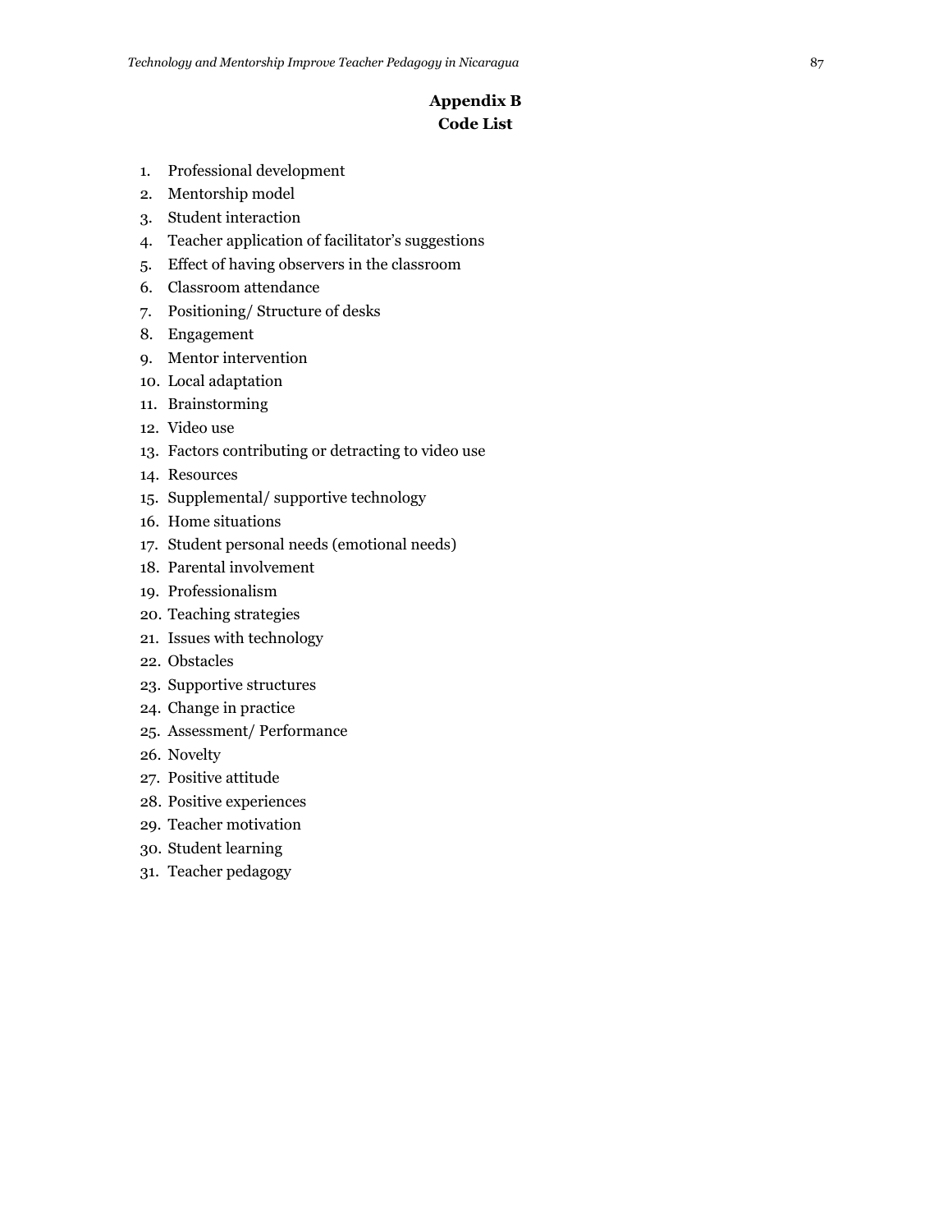# Appendix B
## Code List

1. Professional development
2. Mentorship model
3. Student interaction
4. Teacher application of facilitator's suggestions
5. Effect of having observers in the classroom
6. Classroom attendance
7. Positioning/ Structure of desks
8. Engagement
9. Mentor intervention
10. Local adaptation
11. Brainstorming
12. Video use
13. Factors contributing or detracting to video use
14. Resources
15. Supplemental/ supportive technology
16. Home situations
17. Student personal needs (emotional needs)
18. Parental involvement
19. Professionalism
20. Teaching strategies
21. Issues with technology
22. Obstacles
23. Supportive structures
24. Change in practice
25. Assessment/ Performance
26. Novelty
27. Positive attitude
28. Positive experiences
29. Teacher motivation
30. Student learning
31. Teacher pedagogy